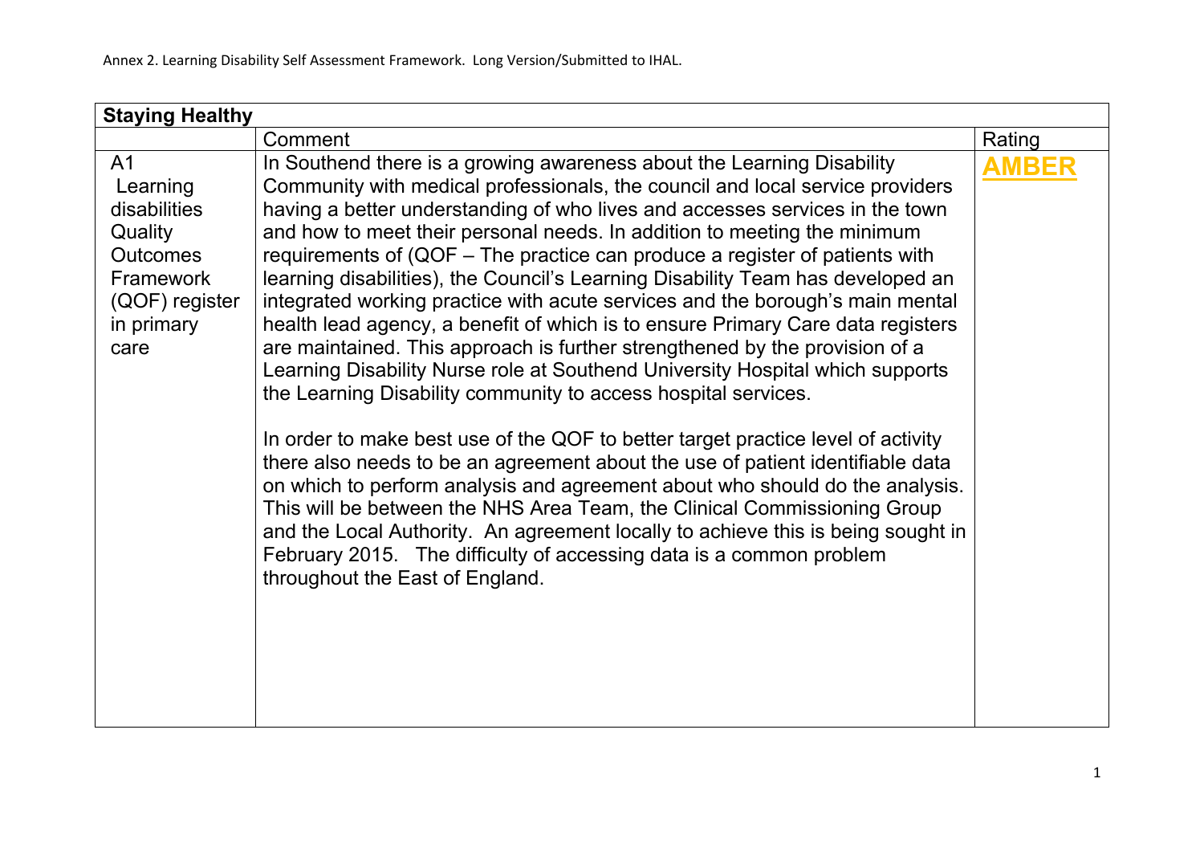Annex 2. Learning Disability Self Assessment Framework. Long Version/Submitted to IHAL.

| Staying Healthy | | |
|---|---|---|
| | Comment | Rating |
| A1 Learning disabilities Quality Outcomes Framework (QOF) register in primary care | In Southend there is a growing awareness about the Learning Disability Community with medical professionals, the council and local service providers having a better understanding of who lives and accesses services in the town and how to meet their personal needs. In addition to meeting the minimum requirements of (QOF – The practice can produce a register of patients with learning disabilities), the Council's Learning Disability Team has developed an integrated working practice with acute services and the borough's main mental health lead agency, a benefit of which is to ensure Primary Care data registers are maintained. This approach is further strengthened by the provision of a Learning Disability Nurse role at Southend University Hospital which supports the Learning Disability community to access hospital services.<br><br>In order to make best use of the QOF to better target practice level of activity there also needs to be an agreement about the use of patient identifiable data on which to perform analysis and agreement about who should do the analysis. This will be between the NHS Area Team, the Clinical Commissioning Group and the Local Authority. An agreement locally to achieve this is being sought in February 2015. The difficulty of accessing data is a common problem throughout the East of England. | **AMBER** |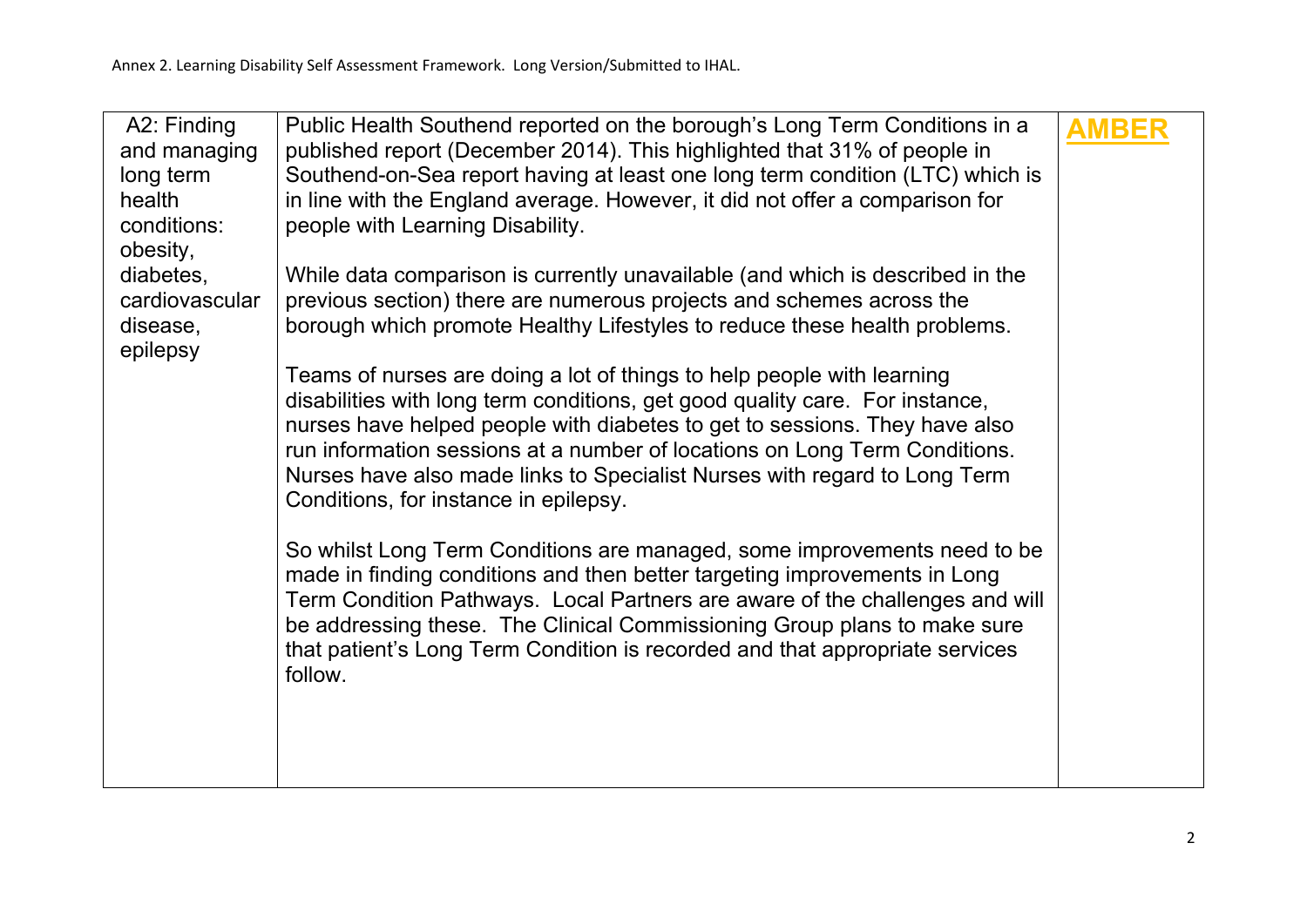| | | |
|---|---|---|
| A2: Finding and managing long term health conditions: obesity, diabetes, cardiovascular disease, epilepsy | Public Health Southend reported on the borough's Long Term Conditions in a published report (December 2014). This highlighted that 31% of people in Southend-on-Sea report having at least one long term condition (LTC) which is in line with the England average. However, it did not offer a comparison for people with Learning Disability.<br><br>While data comparison is currently unavailable (and which is described in the previous section) there are numerous projects and schemes across the borough which promote Healthy Lifestyles to reduce these health problems.<br><br>Teams of nurses are doing a lot of things to help people with learning disabilities with long term conditions, get good quality care. For instance, nurses have helped people with diabetes to get to sessions. They have also run information sessions at a number of locations on Long Term Conditions. Nurses have also made links to Specialist Nurses with regard to Long Term Conditions, for instance in epilepsy.<br><br>So whilst Long Term Conditions are managed, some improvements need to be made in finding conditions and then better targeting improvements in Long Term Condition Pathways. Local Partners are aware of the challenges and will be addressing these. The Clinical Commissioning Group plans to make sure that patient's Long Term Condition is recorded and that appropriate services follow. | **AMBER** |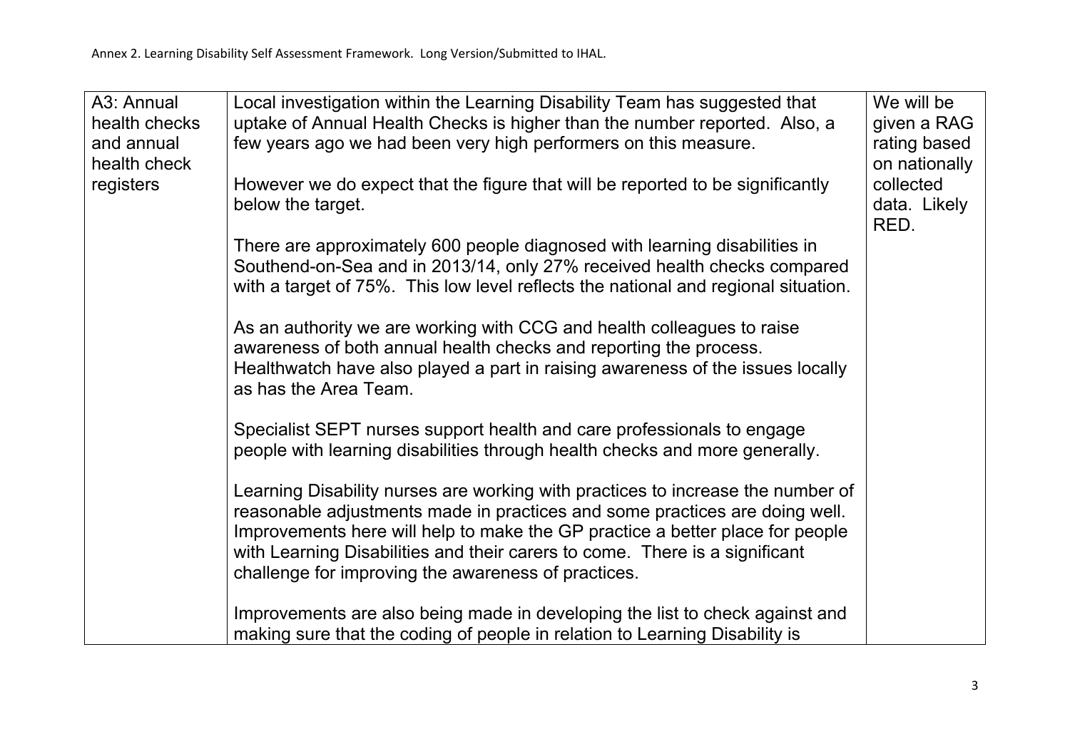| | | |
|---|---|---|
| A3: Annual health checks and annual health check registers | Local investigation within the Learning Disability Team has suggested that uptake of Annual Health Checks is higher than the number reported. Also, a few years ago we had been very high performers on this measure.<br><br>However we do expect that the figure that will be reported to be significantly below the target.<br><br>There are approximately 600 people diagnosed with learning disabilities in Southend-on-Sea and in 2013/14, only 27% received health checks compared with a target of 75%. This low level reflects the national and regional situation.<br><br>As an authority we are working with CCG and health colleagues to raise awareness of both annual health checks and reporting the process. Healthwatch have also played a part in raising awareness of the issues locally as has the Area Team.<br><br>Specialist SEPT nurses support health and care professionals to engage people with learning disabilities through health checks and more generally.<br><br>Learning Disability nurses are working with practices to increase the number of reasonable adjustments made in practices and some practices are doing well. Improvements here will help to make the GP practice a better place for people with Learning Disabilities and their carers to come. There is a significant challenge for improving the awareness of practices.<br><br>Improvements are also being made in developing the list to check against and making sure that the coding of people in relation to Learning Disability is | We will be given a RAG rating based on nationally collected data. Likely RED. |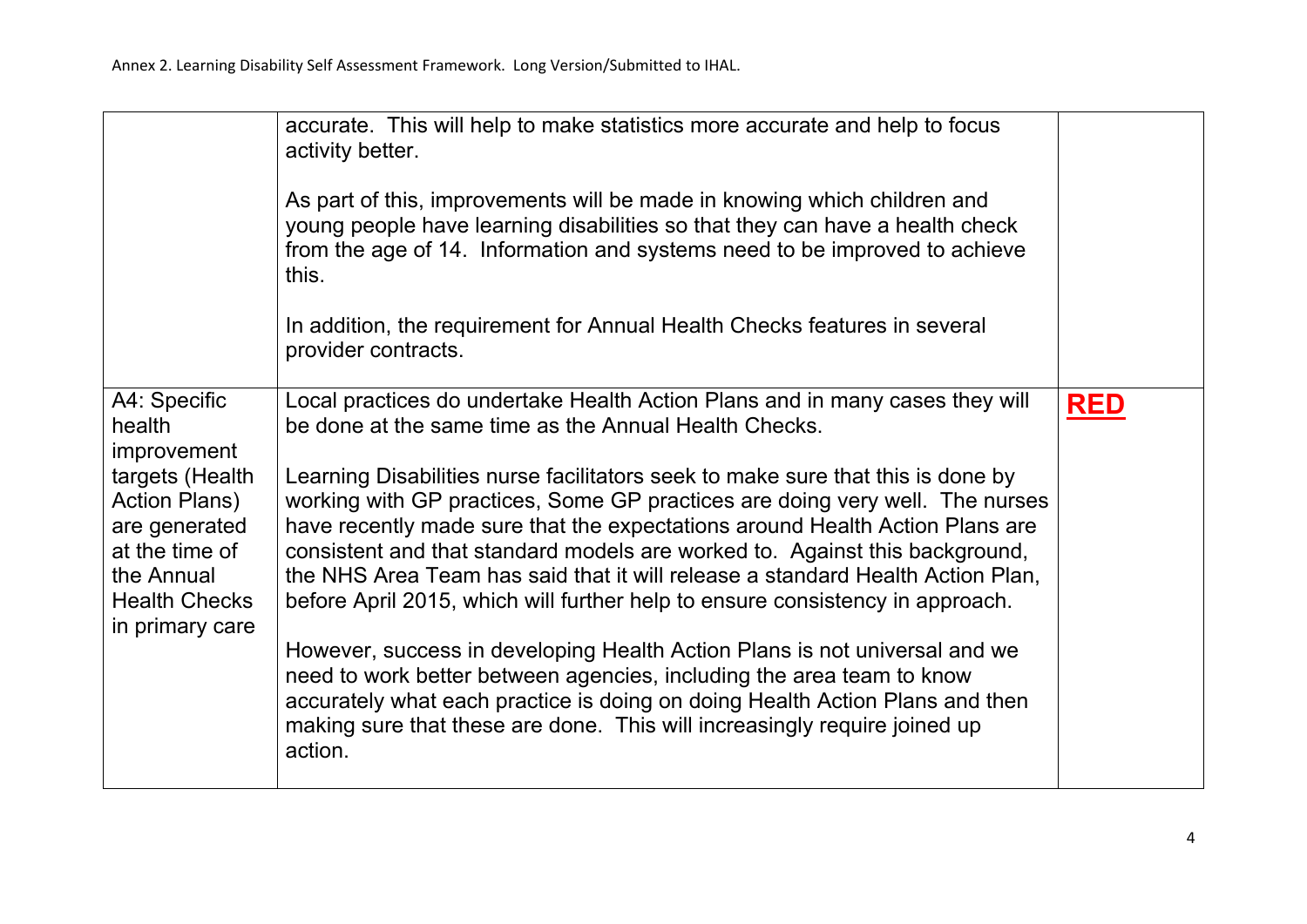| | | |
|---|---|---|
| | accurate. This will help to make statistics more accurate and help to focus activity better.<br><br>As part of this, improvements will be made in knowing which children and young people have learning disabilities so that they can have a health check from the age of 14. Information and systems need to be improved to achieve this.<br><br>In addition, the requirement for Annual Health Checks features in several provider contracts. | |
| A4: Specific health improvement targets (Health Action Plans) are generated at the time of the Annual Health Checks in primary care | Local practices do undertake Health Action Plans and in many cases they will be done at the same time as the Annual Health Checks.<br><br>Learning Disabilities nurse facilitators seek to make sure that this is done by working with GP practices, Some GP practices are doing very well. The nurses have recently made sure that the expectations around Health Action Plans are consistent and that standard models are worked to. Against this background, the NHS Area Team has said that it will release a standard Health Action Plan, before April 2015, which will further help to ensure consistency in approach.<br><br>However, success in developing Health Action Plans is not universal and we need to work better between agencies, including the area team to know accurately what each practice is doing on doing Health Action Plans and then making sure that these are done. This will increasingly require joined up action. | **RED** |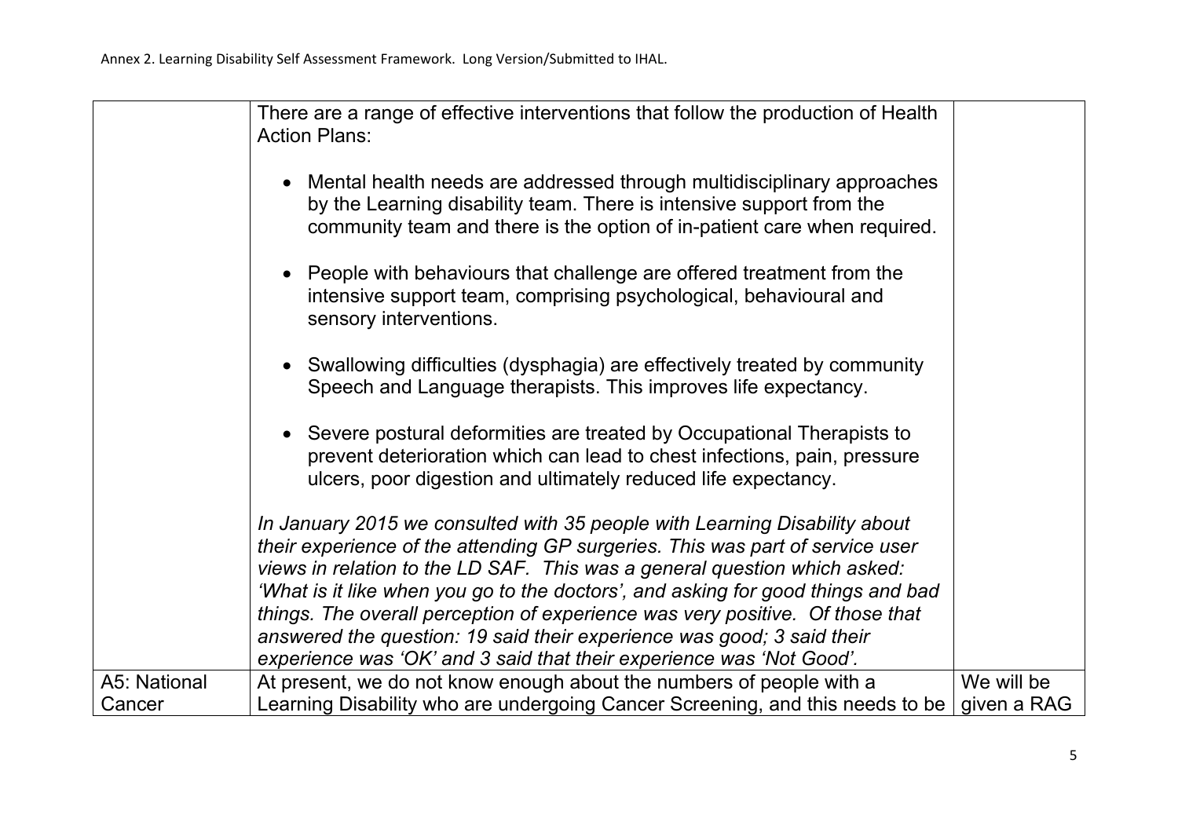| | | |
|---|---|---|
| | There are a range of effective interventions that follow the production of Health Action Plans:<br><br>• Mental health needs are addressed through multidisciplinary approaches by the Learning disability team. There is intensive support from the community team and there is the option of in-patient care when required.<br><br>• People with behaviours that challenge are offered treatment from the intensive support team, comprising psychological, behavioural and sensory interventions.<br><br>• Swallowing difficulties (dysphagia) are effectively treated by community Speech and Language therapists. This improves life expectancy.<br><br>• Severe postural deformities are treated by Occupational Therapists to prevent deterioration which can lead to chest infections, pain, pressure ulcers, poor digestion and ultimately reduced life expectancy.<br><br>*In January 2015 we consulted with 35 people with Learning Disability about their experience of the attending GP surgeries. This was part of service user views in relation to the LD SAF. This was a general question which asked: 'What is it like when you go to the doctors', and asking for good things and bad things. The overall perception of experience was very positive. Of those that answered the question: 19 said their experience was good; 3 said their experience was 'OK' and 3 said that their experience was 'Not Good'.* | |
| A5: National Cancer | At present, we do not know enough about the numbers of people with a Learning Disability who are undergoing Cancer Screening, and this needs to be | We will be given a RAG |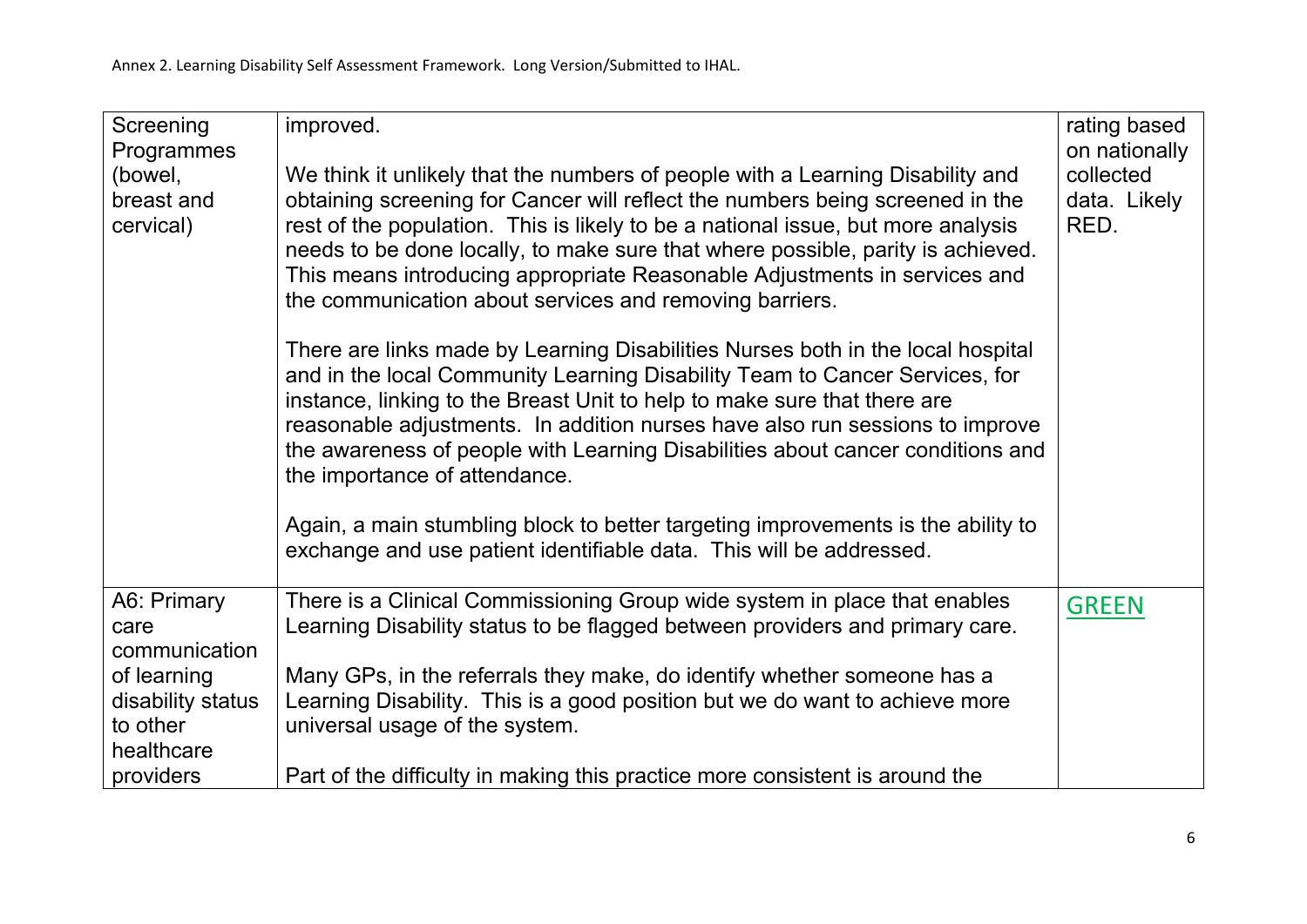| | | |
|---|---|---|
| Screening Programmes (bowel, breast and cervical) | improved.<br><br>We think it unlikely that the numbers of people with a Learning Disability and obtaining screening for Cancer will reflect the numbers being screened in the rest of the population. This is likely to be a national issue, but more analysis needs to be done locally, to make sure that where possible, parity is achieved. This means introducing appropriate Reasonable Adjustments in services and the communication about services and removing barriers.<br><br>There are links made by Learning Disabilities Nurses both in the local hospital and in the local Community Learning Disability Team to Cancer Services, for instance, linking to the Breast Unit to help to make sure that there are reasonable adjustments. In addition nurses have also run sessions to improve the awareness of people with Learning Disabilities about cancer conditions and the importance of attendance.<br><br>Again, a main stumbling block to better targeting improvements is the ability to exchange and use patient identifiable data. This will be addressed. | rating based on nationally collected data. Likely RED. |
| A6: Primary care communication of learning disability status to other healthcare providers | There is a Clinical Commissioning Group wide system in place that enables Learning Disability status to be flagged between providers and primary care.<br><br>Many GPs, in the referrals they make, do identify whether someone has a Learning Disability. This is a good position but we do want to achieve more universal usage of the system.<br><br>Part of the difficulty in making this practice more consistent is around the | GREEN |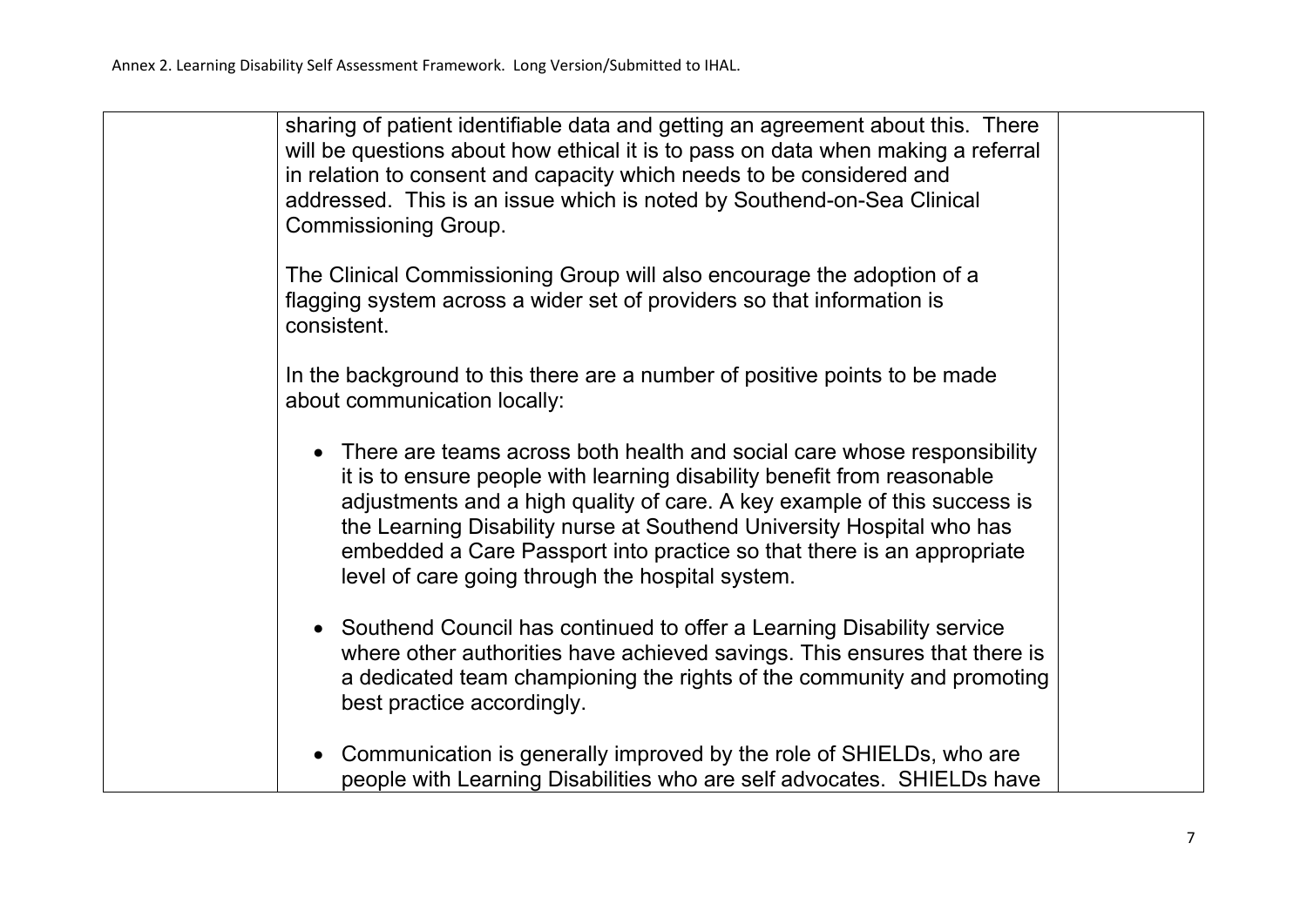| | | |
|---|---|---|
| | sharing of patient identifiable data and getting an agreement about this. There will be questions about how ethical it is to pass on data when making a referral in relation to consent and capacity which needs to be considered and addressed. This is an issue which is noted by Southend-on-Sea Clinical Commissioning Group.<br><br>The Clinical Commissioning Group will also encourage the adoption of a flagging system across a wider set of providers so that information is consistent.<br><br>In the background to this there are a number of positive points to be made about communication locally:<br><br>• There are teams across both health and social care whose responsibility it is to ensure people with learning disability benefit from reasonable adjustments and a high quality of care. A key example of this success is the Learning Disability nurse at Southend University Hospital who has embedded a Care Passport into practice so that there is an appropriate level of care going through the hospital system.<br><br>• Southend Council has continued to offer a Learning Disability service where other authorities have achieved savings. This ensures that there is a dedicated team championing the rights of the community and promoting best practice accordingly.<br><br>• Communication is generally improved by the role of SHIELDs, who are people with Learning Disabilities who are self advocates. SHIELDs have | |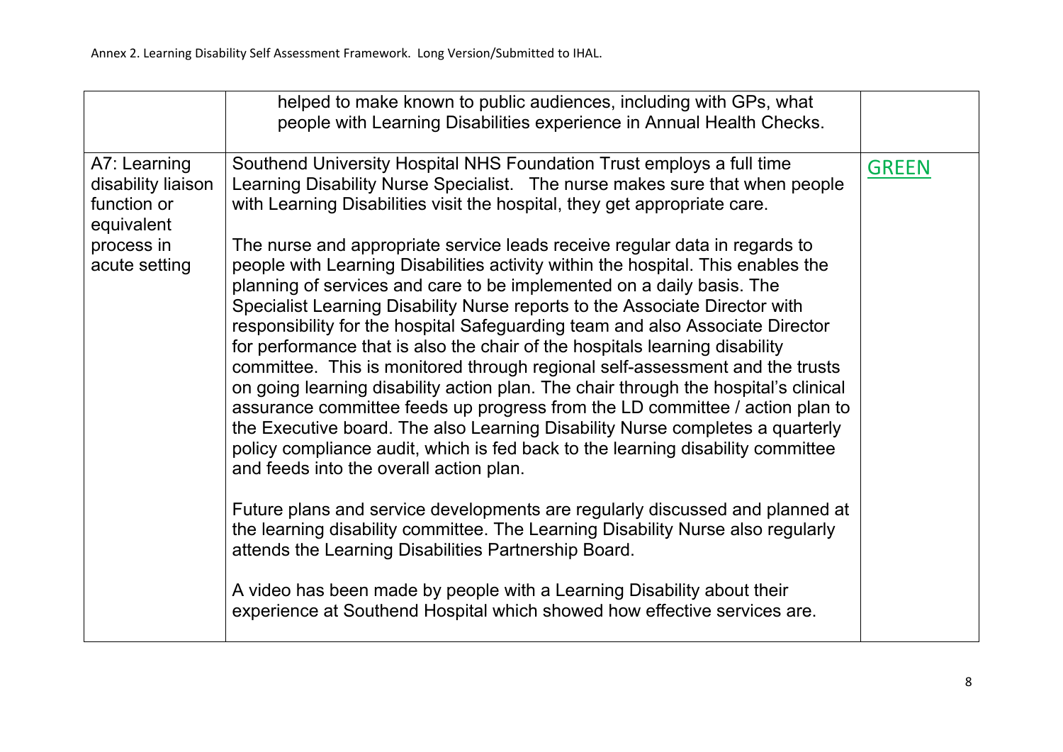| | | |
|---|---|---|
| | helped to make known to public audiences, including with GPs, what people with Learning Disabilities experience in Annual Health Checks. | |
| A7: Learning disability liaison function or equivalent process in acute setting | Southend University Hospital NHS Foundation Trust employs a full time Learning Disability Nurse Specialist. The nurse makes sure that when people with Learning Disabilities visit the hospital, they get appropriate care.<br><br>The nurse and appropriate service leads receive regular data in regards to people with Learning Disabilities activity within the hospital. This enables the planning of services and care to be implemented on a daily basis. The Specialist Learning Disability Nurse reports to the Associate Director with responsibility for the hospital Safeguarding team and also Associate Director for performance that is also the chair of the hospitals learning disability committee. This is monitored through regional self-assessment and the trusts on going learning disability action plan. The chair through the hospital's clinical assurance committee feeds up progress from the LD committee / action plan to the Executive board. The also Learning Disability Nurse completes a quarterly policy compliance audit, which is fed back to the learning disability committee and feeds into the overall action plan.<br><br>Future plans and service developments are regularly discussed and planned at the learning disability committee. The Learning Disability Nurse also regularly attends the Learning Disabilities Partnership Board.<br><br>A video has been made by people with a Learning Disability about their experience at Southend Hospital which showed how effective services are. | GREEN |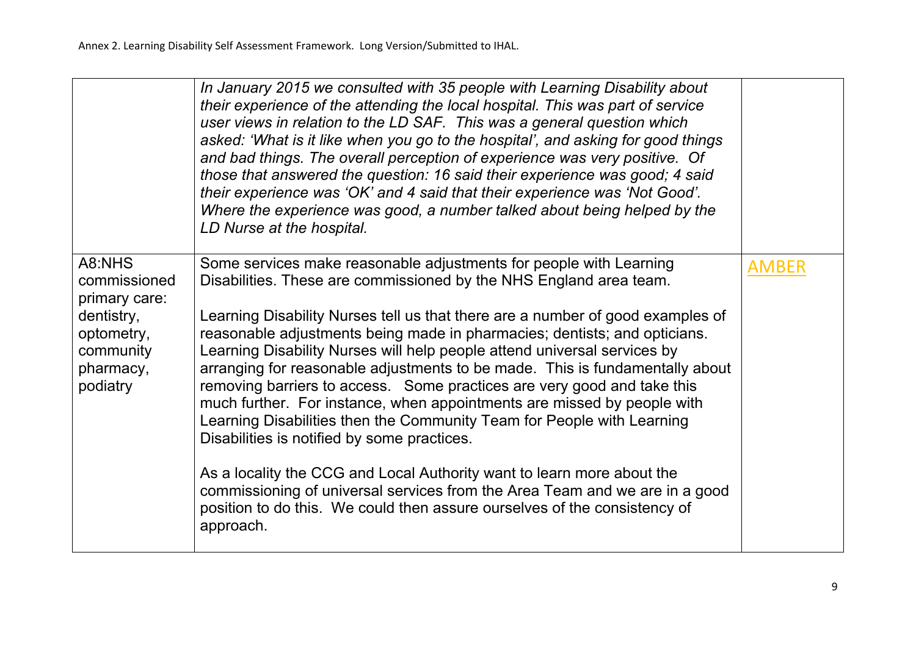| | | |
|---|---|---|
| | *In January 2015 we consulted with 35 people with Learning Disability about their experience of the attending the local hospital. This was part of service user views in relation to the LD SAF. This was a general question which asked: 'What is it like when you go to the hospital', and asking for good things and bad things. The overall perception of experience was very positive. Of those that answered the question: 16 said their experience was good; 4 said their experience was 'OK' and 4 said that their experience was 'Not Good'. Where the experience was good, a number talked about being helped by the LD Nurse at the hospital.* | |
| A8:NHS commissioned primary care: dentistry, optometry, community pharmacy, podiatry | Some services make reasonable adjustments for people with Learning Disabilities. These are commissioned by the NHS England area team.<br><br>Learning Disability Nurses tell us that there are a number of good examples of reasonable adjustments being made in pharmacies; dentists; and opticians. Learning Disability Nurses will help people attend universal services by arranging for reasonable adjustments to be made. This is fundamentally about removing barriers to access. Some practices are very good and take this much further. For instance, when appointments are missed by people with Learning Disabilities then the Community Team for People with Learning Disabilities is notified by some practices.<br><br>As a locality the CCG and Local Authority want to learn more about the commissioning of universal services from the Area Team and we are in a good position to do this. We could then assure ourselves of the consistency of approach. | AMBER |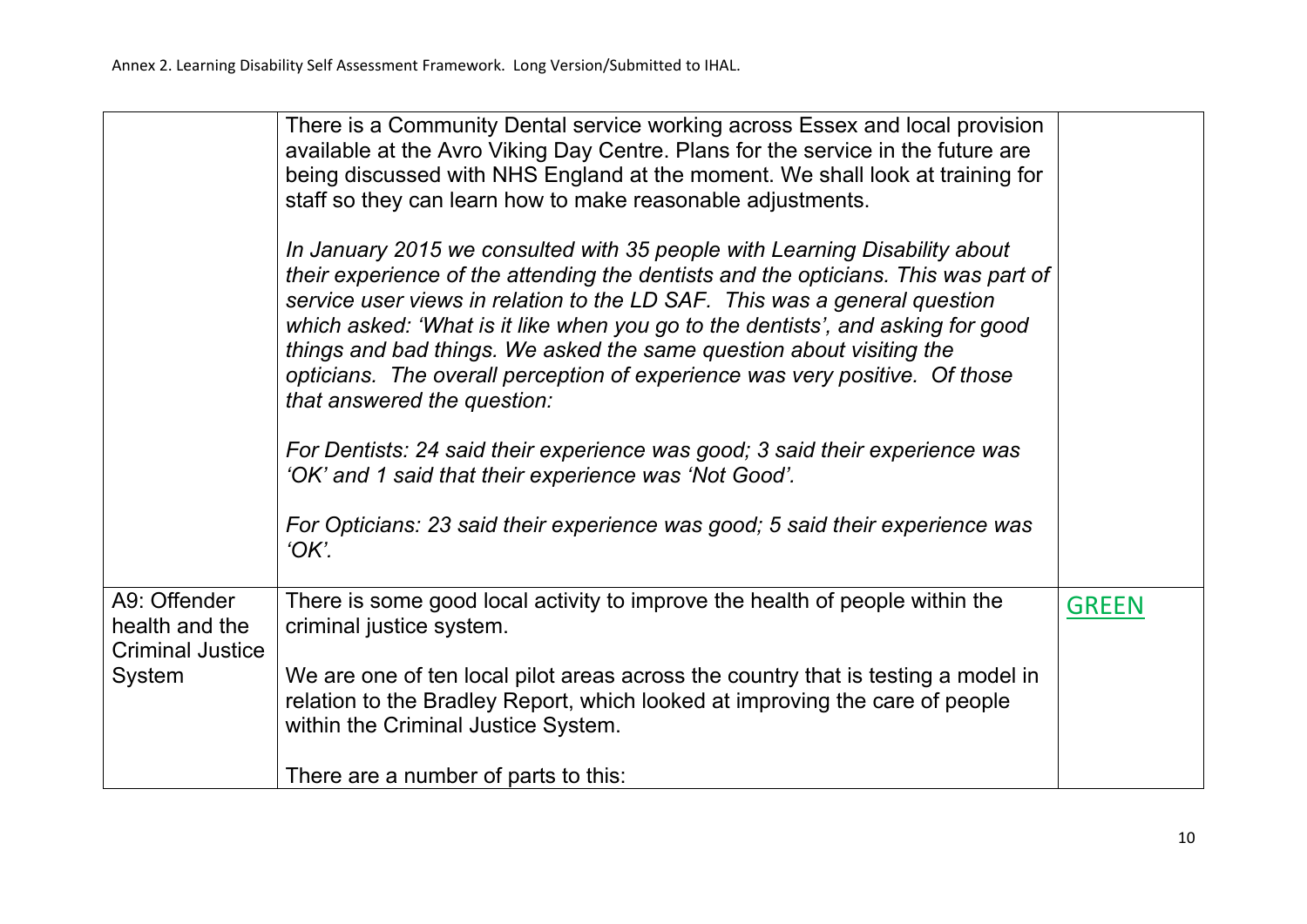| | | |
|---|---|---|
| | There is a Community Dental service working across Essex and local provision available at the Avro Viking Day Centre. Plans for the service in the future are being discussed with NHS England at the moment. We shall look at training for staff so they can learn how to make reasonable adjustments.<br><br>*In January 2015 we consulted with 35 people with Learning Disability about their experience of the attending the dentists and the opticians. This was part of service user views in relation to the LD SAF. This was a general question which asked: 'What is it like when you go to the dentists', and asking for good things and bad things. We asked the same question about visiting the opticians. The overall perception of experience was very positive. Of those that answered the question:*<br><br>*For Dentists: 24 said their experience was good; 3 said their experience was 'OK' and 1 said that their experience was 'Not Good'.*<br><br>*For Opticians: 23 said their experience was good; 5 said their experience was 'OK'.* | |
| A9: Offender health and the Criminal Justice System | There is some good local activity to improve the health of people within the criminal justice system.<br><br>We are one of ten local pilot areas across the country that is testing a model in relation to the Bradley Report, which looked at improving the care of people within the Criminal Justice System.<br><br>There are a number of parts to this: | GREEN |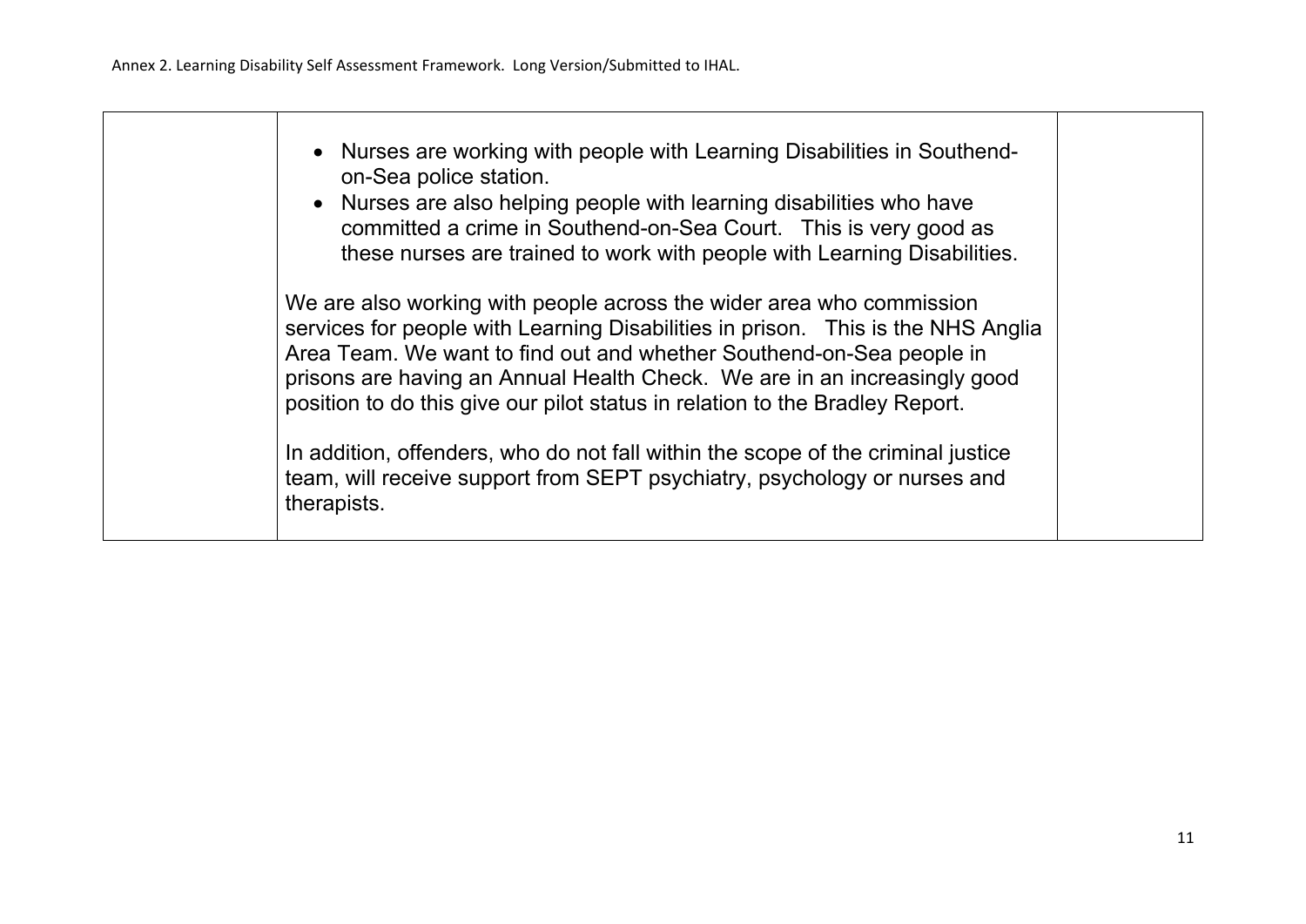| | | |
|---|---|---|
| | • Nurses are working with people with Learning Disabilities in Southend-on-Sea police station.<br>• Nurses are also helping people with learning disabilities who have committed a crime in Southend-on-Sea Court. This is very good as these nurses are trained to work with people with Learning Disabilities.<br><br>We are also working with people across the wider area who commission services for people with Learning Disabilities in prison. This is the NHS Anglia Area Team. We want to find out and whether Southend-on-Sea people in prisons are having an Annual Health Check. We are in an increasingly good position to do this give our pilot status in relation to the Bradley Report.<br><br>In addition, offenders, who do not fall within the scope of the criminal justice team, will receive support from SEPT psychiatry, psychology or nurses and therapists. | |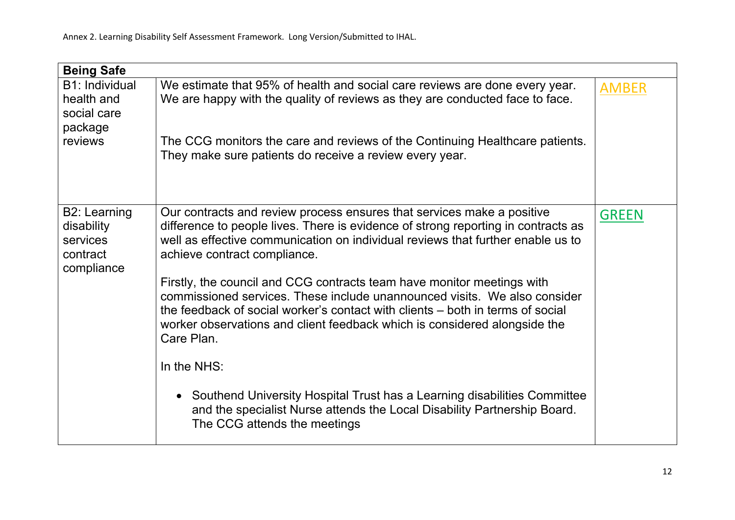| Being Safe | | |
|---|---|---|
| B1: Individual health and social care package reviews | We estimate that 95% of health and social care reviews are done every year. We are happy with the quality of reviews as they are conducted face to face.<br><br>The CCG monitors the care and reviews of the Continuing Healthcare patients. They make sure patients do receive a review every year. | AMBER |
| B2: Learning disability services contract compliance | Our contracts and review process ensures that services make a positive difference to people lives. There is evidence of strong reporting in contracts as well as effective communication on individual reviews that further enable us to achieve contract compliance.<br><br>Firstly, the council and CCG contracts team have monitor meetings with commissioned services. These include unannounced visits. We also consider the feedback of social worker's contact with clients – both in terms of social worker observations and client feedback which is considered alongside the Care Plan.<br><br>In the NHS:<br><br>• Southend University Hospital Trust has a Learning disabilities Committee and the specialist Nurse attends the Local Disability Partnership Board. The CCG attends the meetings | GREEN |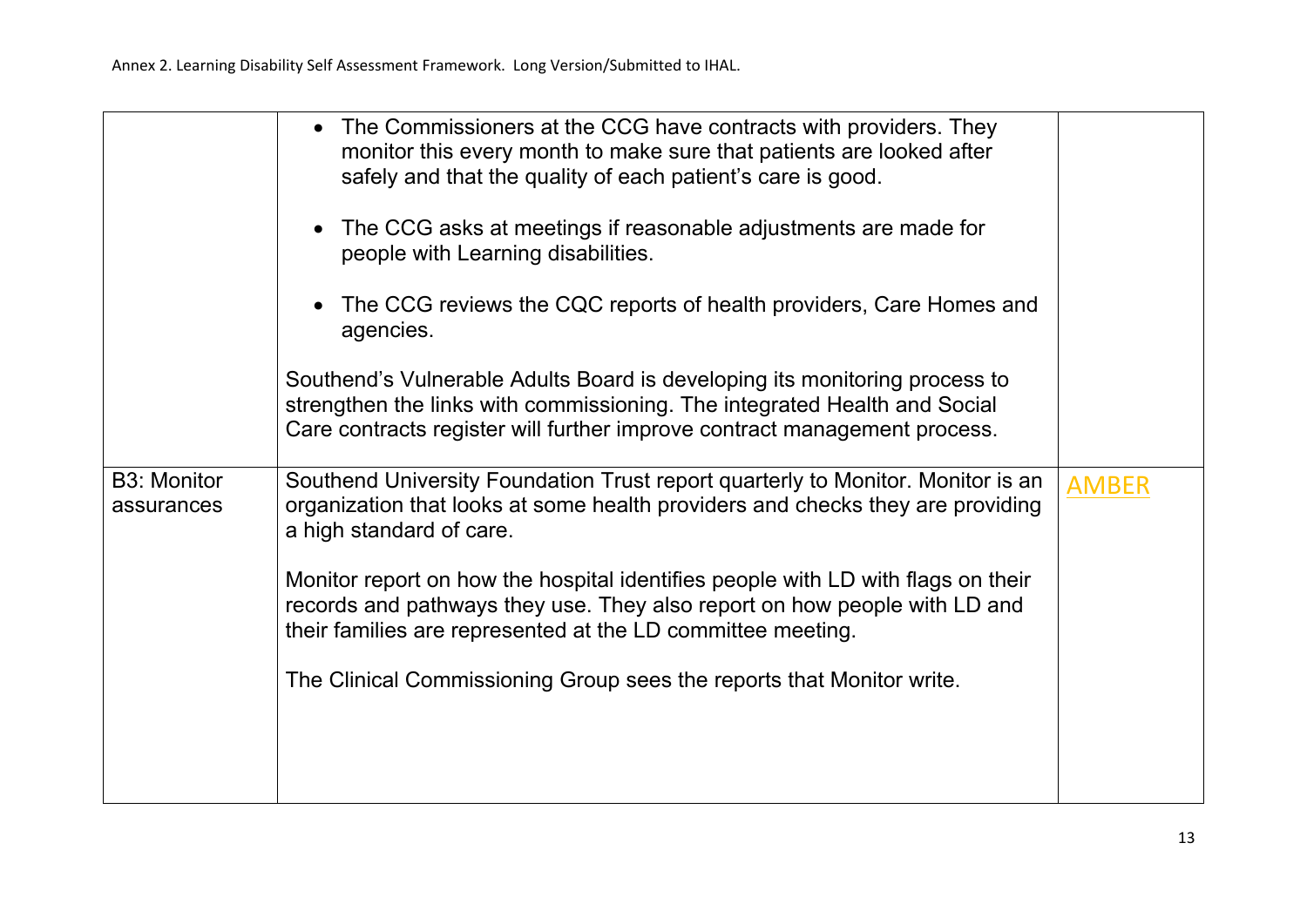| | | |
|---|---|---|
| | • The Commissioners at the CCG have contracts with providers. They monitor this every month to make sure that patients are looked after safely and that the quality of each patient's care is good.<br><br>• The CCG asks at meetings if reasonable adjustments are made for people with Learning disabilities.<br><br>• The CCG reviews the CQC reports of health providers, Care Homes and agencies.<br><br>Southend's Vulnerable Adults Board is developing its monitoring process to strengthen the links with commissioning. The integrated Health and Social Care contracts register will further improve contract management process. | |
| B3: Monitor assurances | Southend University Foundation Trust report quarterly to Monitor. Monitor is an organization that looks at some health providers and checks they are providing a high standard of care.<br><br>Monitor report on how the hospital identifies people with LD with flags on their records and pathways they use. They also report on how people with LD and their families are represented at the LD committee meeting.<br><br>The Clinical Commissioning Group sees the reports that Monitor write. | AMBER |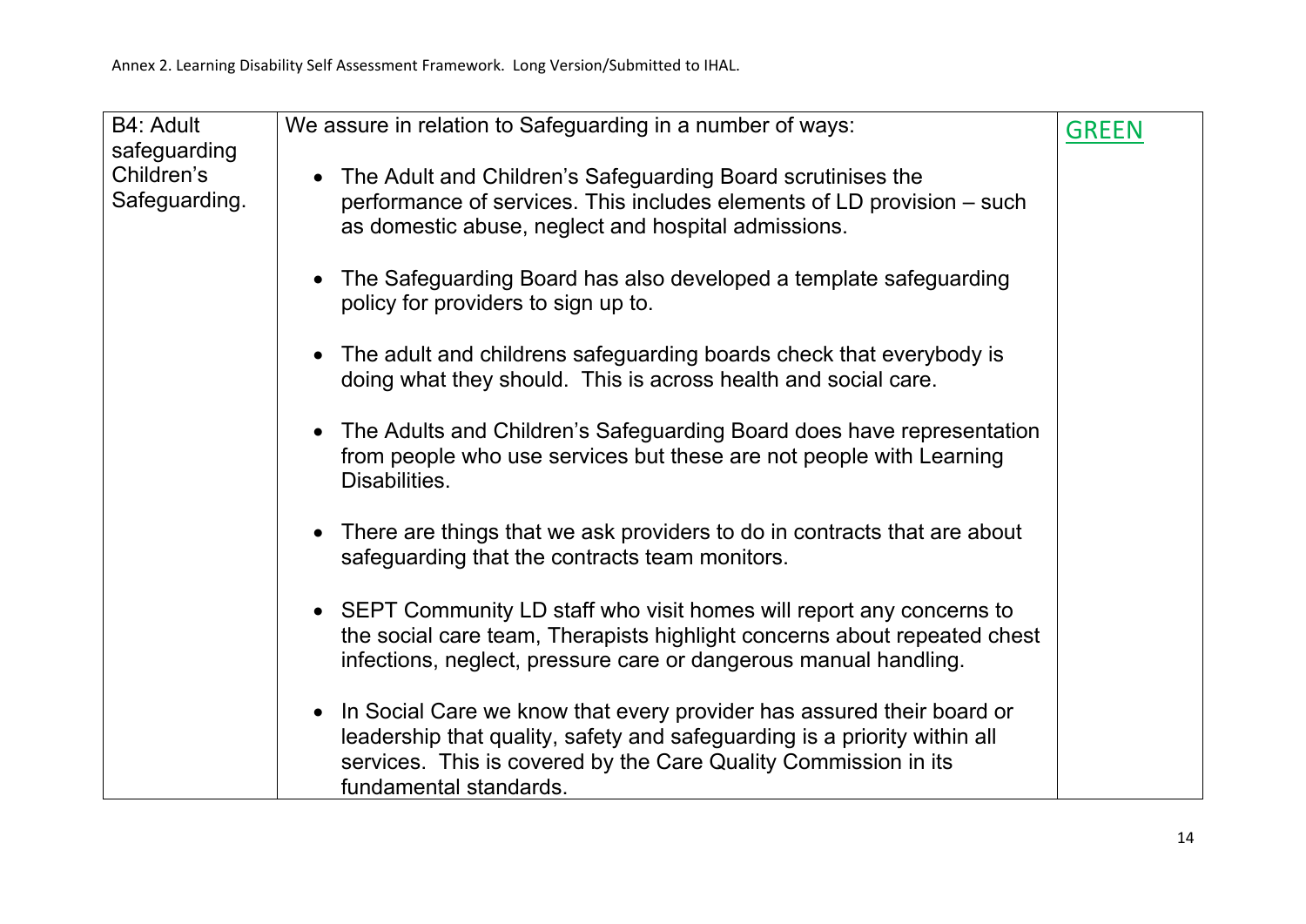| | | |
|---|---|---|
| B4: Adult safeguarding Children's Safeguarding. | We assure in relation to Safeguarding in a number of ways:<br><br>• The Adult and Children's Safeguarding Board scrutinises the performance of services. This includes elements of LD provision – such as domestic abuse, neglect and hospital admissions.<br><br>• The Safeguarding Board has also developed a template safeguarding policy for providers to sign up to.<br><br>• The adult and childrens safeguarding boards check that everybody is doing what they should. This is across health and social care.<br><br>• The Adults and Children's Safeguarding Board does have representation from people who use services but these are not people with Learning Disabilities.<br><br>• There are things that we ask providers to do in contracts that are about safeguarding that the contracts team monitors.<br><br>• SEPT Community LD staff who visit homes will report any concerns to the social care team, Therapists highlight concerns about repeated chest infections, neglect, pressure care or dangerous manual handling.<br><br>• In Social Care we know that every provider has assured their board or leadership that quality, safety and safeguarding is a priority within all services. This is covered by the Care Quality Commission in its fundamental standards. | GREEN |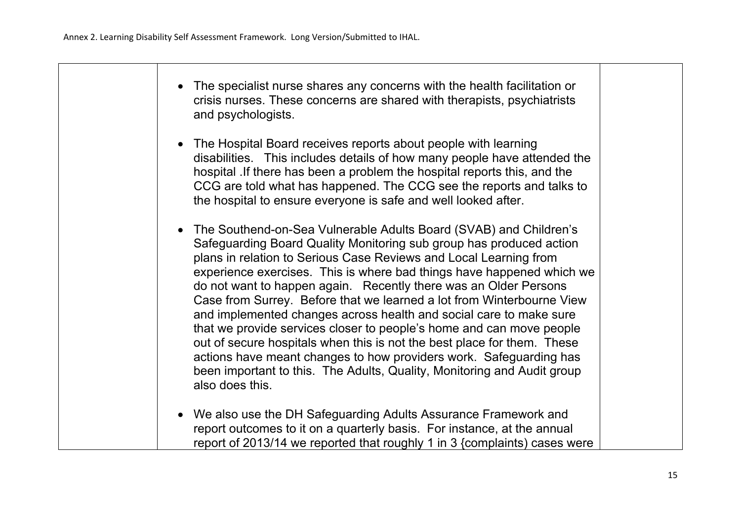| | | |
|---|---|---|
| | • The specialist nurse shares any concerns with the health facilitation or crisis nurses. These concerns are shared with therapists, psychiatrists and psychologists.<br><br>• The Hospital Board receives reports about people with learning disabilities. This includes details of how many people have attended the hospital .If there has been a problem the hospital reports this, and the CCG are told what has happened. The CCG see the reports and talks to the hospital to ensure everyone is safe and well looked after.<br><br>• The Southend-on-Sea Vulnerable Adults Board (SVAB) and Children's Safeguarding Board Quality Monitoring sub group has produced action plans in relation to Serious Case Reviews and Local Learning from experience exercises. This is where bad things have happened which we do not want to happen again. Recently there was an Older Persons Case from Surrey. Before that we learned a lot from Winterbourne View and implemented changes across health and social care to make sure that we provide services closer to people's home and can move people out of secure hospitals when this is not the best place for them. These actions have meant changes to how providers work. Safeguarding has been important to this. The Adults, Quality, Monitoring and Audit group also does this.<br><br>• We also use the DH Safeguarding Adults Assurance Framework and report outcomes to it on a quarterly basis. For instance, at the annual report of 2013/14 we reported that roughly 1 in 3 {complaints) cases were | |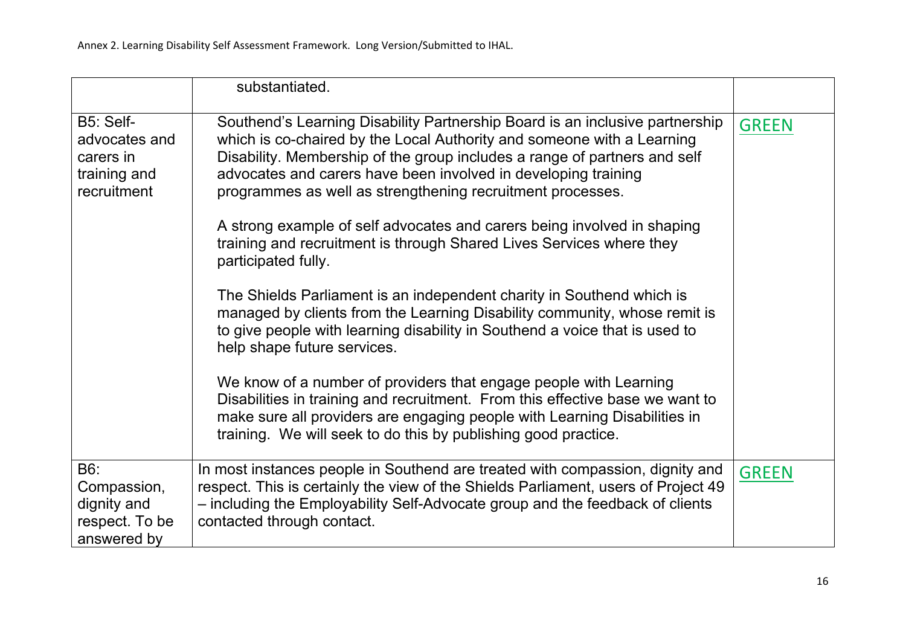| | | |
|---|---|---|
| | substantiated. | |
| B5: Self-advocates and carers in training and recruitment | Southend's Learning Disability Partnership Board is an inclusive partnership which is co-chaired by the Local Authority and someone with a Learning Disability. Membership of the group includes a range of partners and self advocates and carers have been involved in developing training programmes as well as strengthening recruitment processes.<br><br>A strong example of self advocates and carers being involved in shaping training and recruitment is through Shared Lives Services where they participated fully.<br><br>The Shields Parliament is an independent charity in Southend which is managed by clients from the Learning Disability community, whose remit is to give people with learning disability in Southend a voice that is used to help shape future services.<br><br>We know of a number of providers that engage people with Learning Disabilities in training and recruitment. From this effective base we want to make sure all providers are engaging people with Learning Disabilities in training. We will seek to do this by publishing good practice. | GREEN |
| B6: Compassion, dignity and respect. To be answered by | In most instances people in Southend are treated with compassion, dignity and respect. This is certainly the view of the Shields Parliament, users of Project 49 – including the Employability Self-Advocate group and the feedback of clients contacted through contact. | GREEN |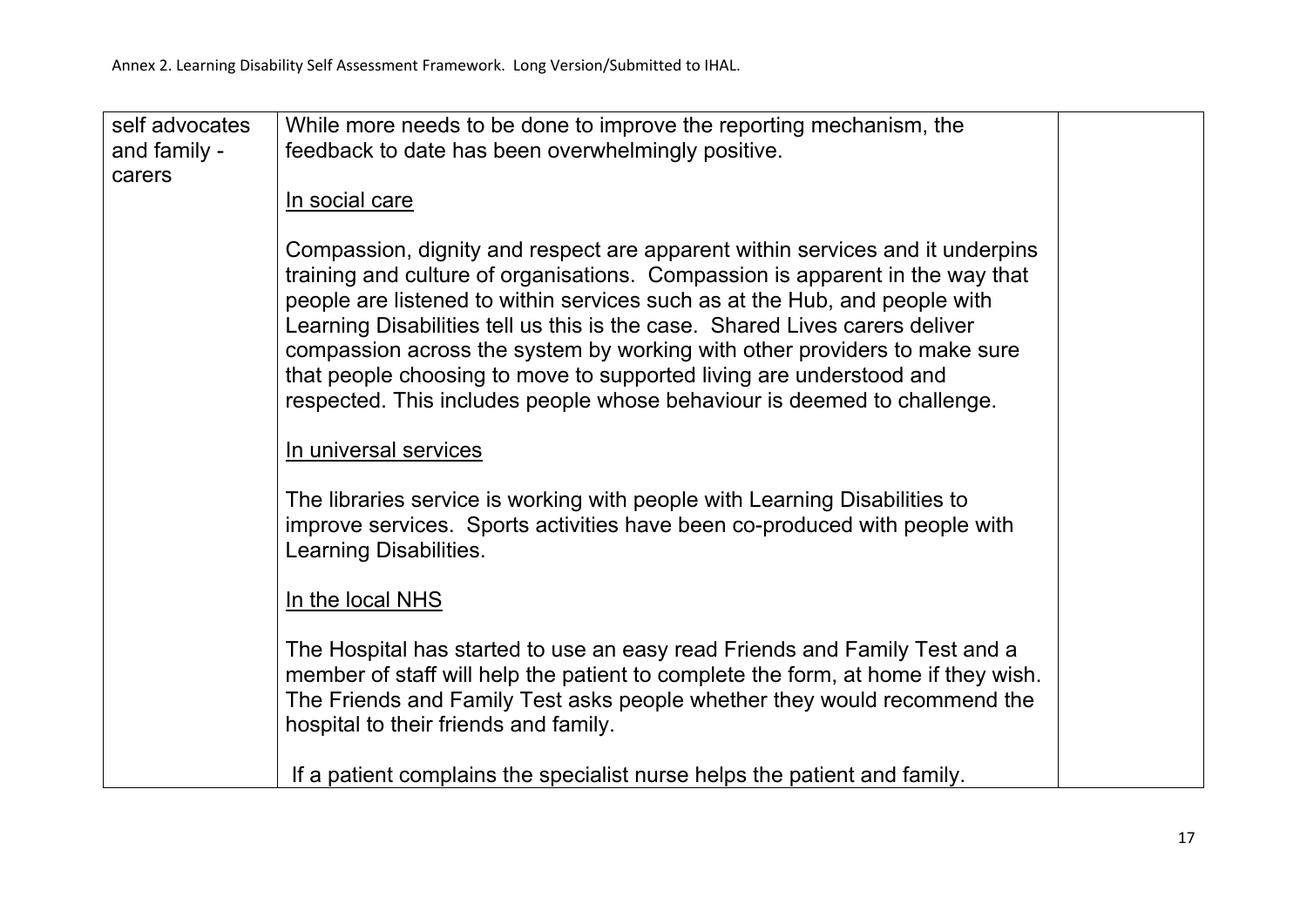| | | |
|---|---|---|
| self advocates and family - carers | While more needs to be done to improve the reporting mechanism, the feedback to date has been overwhelmingly positive.<br><br><u>In social care</u><br><br>Compassion, dignity and respect are apparent within services and it underpins training and culture of organisations. Compassion is apparent in the way that people are listened to within services such as at the Hub, and people with Learning Disabilities tell us this is the case. Shared Lives carers deliver compassion across the system by working with other providers to make sure that people choosing to move to supported living are understood and respected. This includes people whose behaviour is deemed to challenge.<br><br><u>In universal services</u><br><br>The libraries service is working with people with Learning Disabilities to improve services. Sports activities have been co-produced with people with Learning Disabilities.<br><br><u>In the local NHS</u><br><br>The Hospital has started to use an easy read Friends and Family Test and a member of staff will help the patient to complete the form, at home if they wish. The Friends and Family Test asks people whether they would recommend the hospital to their friends and family.<br><br>If a patient complains the specialist nurse helps the patient and family. | |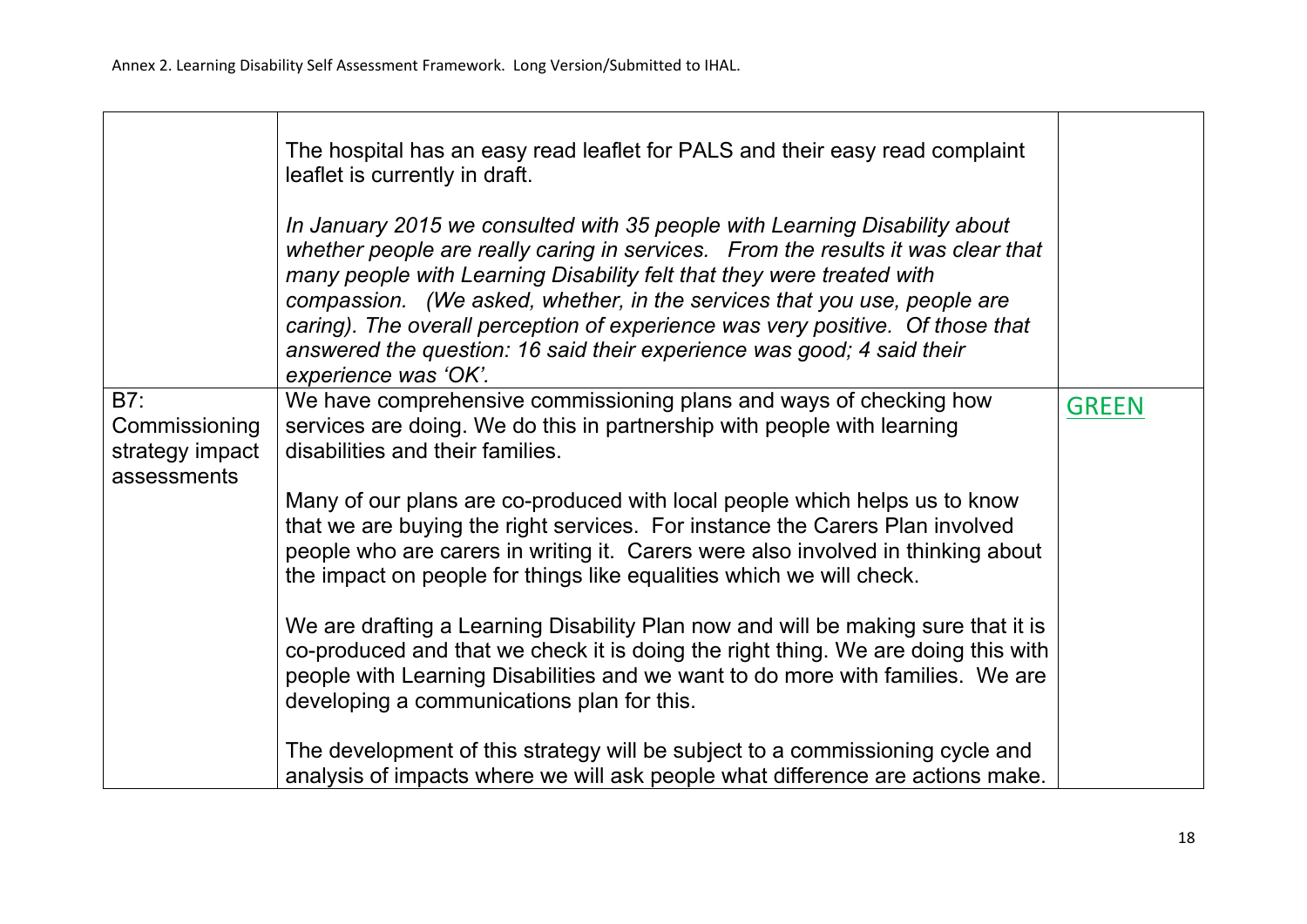| | | |
|---|---|---|
| | The hospital has an easy read leaflet for PALS and their easy read complaint leaflet is currently in draft.<br><br>*In January 2015 we consulted with 35 people with Learning Disability about whether people are really caring in services. From the results it was clear that many people with Learning Disability felt that they were treated with compassion. (We asked, whether, in the services that you use, people are caring). The overall perception of experience was very positive. Of those that answered the question: 16 said their experience was good; 4 said their experience was 'OK'.* | |
| B7: Commissioning strategy impact assessments | We have comprehensive commissioning plans and ways of checking how services are doing. We do this in partnership with people with learning disabilities and their families.<br><br>Many of our plans are co-produced with local people which helps us to know that we are buying the right services. For instance the Carers Plan involved people who are carers in writing it. Carers were also involved in thinking about the impact on people for things like equalities which we will check.<br><br>We are drafting a Learning Disability Plan now and will be making sure that it is co-produced and that we check it is doing the right thing. We are doing this with people with Learning Disabilities and we want to do more with families. We are developing a communications plan for this.<br><br>The development of this strategy will be subject to a commissioning cycle and analysis of impacts where we will ask people what difference are actions make. | GREEN |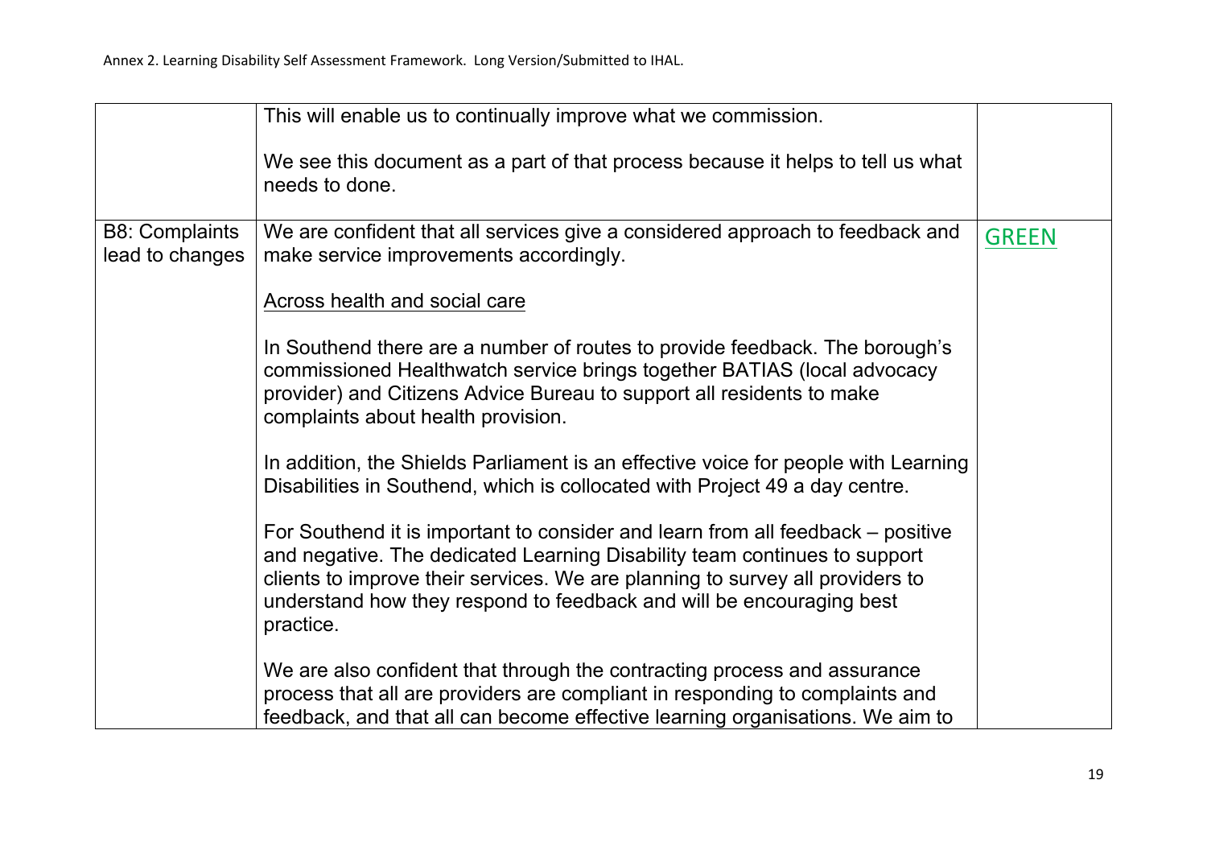| | | |
|---|---|---|
| | This will enable us to continually improve what we commission.<br><br>We see this document as a part of that process because it helps to tell us what needs to done. | |
| B8: Complaints lead to changes | We are confident that all services give a considered approach to feedback and make service improvements accordingly.<br><br><u>Across health and social care</u><br><br>In Southend there are a number of routes to provide feedback. The borough's commissioned Healthwatch service brings together BATIAS (local advocacy provider) and Citizens Advice Bureau to support all residents to make complaints about health provision.<br><br>In addition, the Shields Parliament is an effective voice for people with Learning Disabilities in Southend, which is collocated with Project 49 a day centre.<br><br>For Southend it is important to consider and learn from all feedback – positive and negative. The dedicated Learning Disability team continues to support clients to improve their services. We are planning to survey all providers to understand how they respond to feedback and will be encouraging best practice.<br><br>We are also confident that through the contracting process and assurance process that all are providers are compliant in responding to complaints and feedback, and that all can become effective learning organisations. We aim to | GREEN |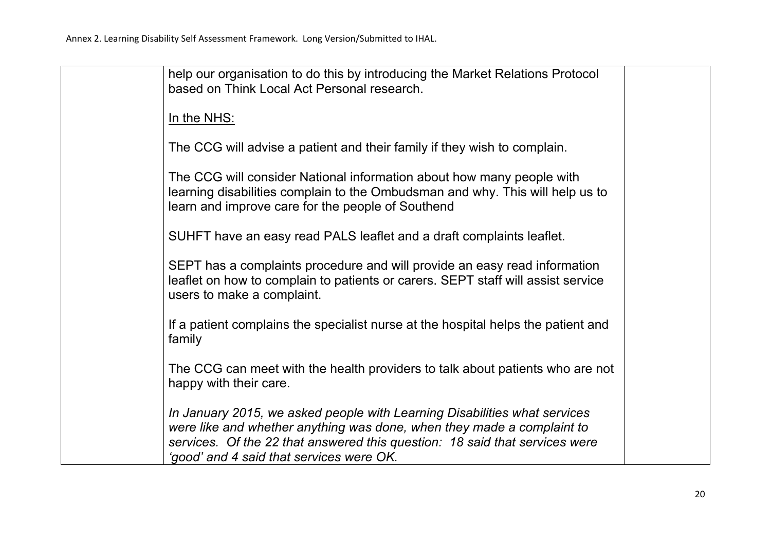| | help our organisation to do this by introducing the Market Relations Protocol based on Think Local Act Personal research.<br><br><u>In the NHS:</u><br><br>The CCG will advise a patient and their family if they wish to complain.<br><br>The CCG will consider National information about how many people with learning disabilities complain to the Ombudsman and why. This will help us to learn and improve care for the people of Southend<br><br>SUHFT have an easy read PALS leaflet and a draft complaints leaflet.<br><br>SEPT has a complaints procedure and will provide an easy read information leaflet on how to complain to patients or carers. SEPT staff will assist service users to make a complaint.<br><br>If a patient complains the specialist nurse at the hospital helps the patient and family<br><br>The CCG can meet with the health providers to talk about patients who are not happy with their care.<br><br>*In January 2015, we asked people with Learning Disabilities what services were like and whether anything was done, when they made a complaint to services. Of the 22 that answered this question: 18 said that services were 'good' and 4 said that services were OK.* | |
|---|---|---|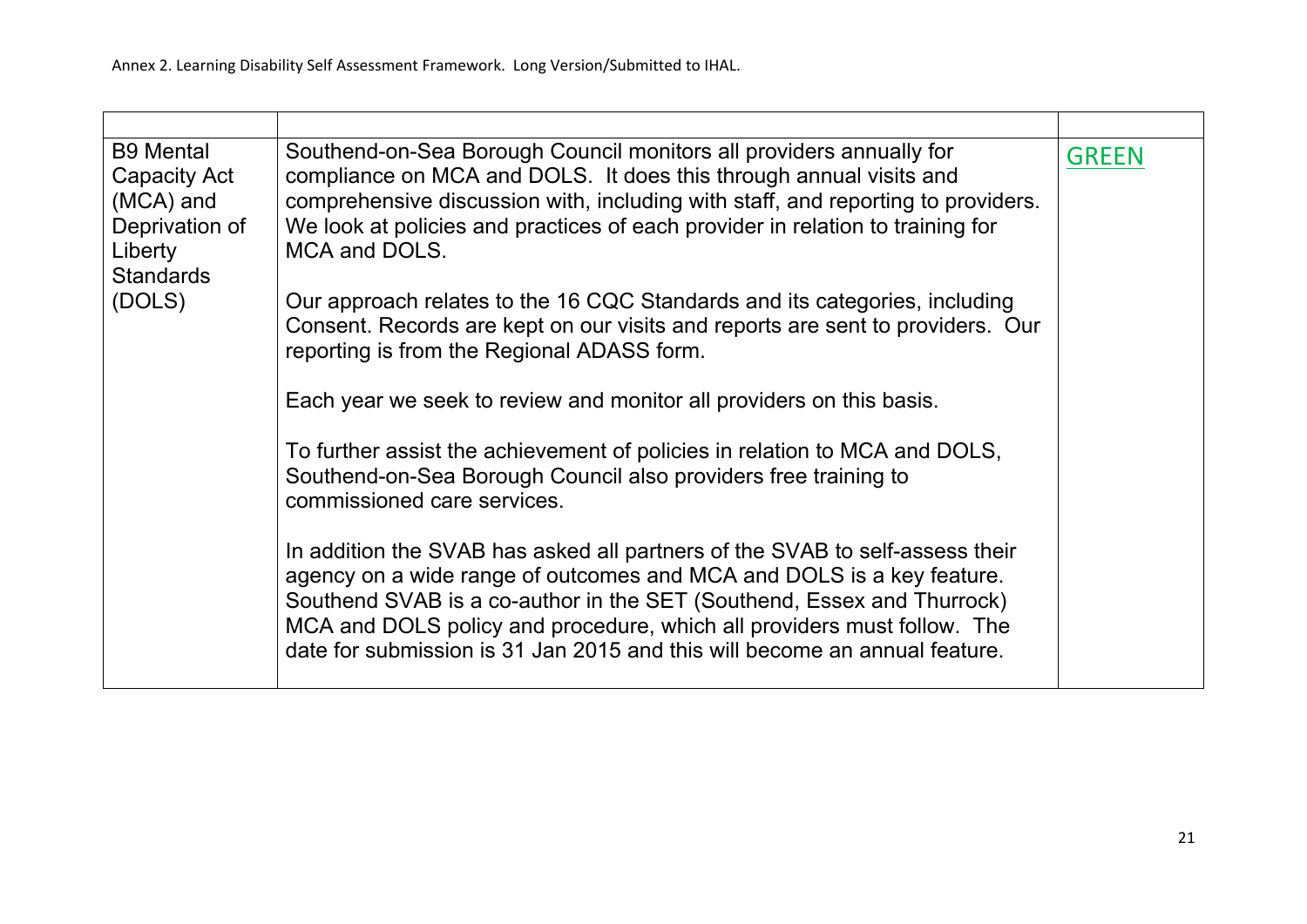| | | |
|---|---|---|
| B9 Mental Capacity Act (MCA) and Deprivation of Liberty Standards (DOLS) | Southend-on-Sea Borough Council monitors all providers annually for compliance on MCA and DOLS. It does this through annual visits and comprehensive discussion with, including with staff, and reporting to providers. We look at policies and practices of each provider in relation to training for MCA and DOLS.<br><br>Our approach relates to the 16 CQC Standards and its categories, including Consent. Records are kept on our visits and reports are sent to providers. Our reporting is from the Regional ADASS form.<br><br>Each year we seek to review and monitor all providers on this basis.<br><br>To further assist the achievement of policies in relation to MCA and DOLS, Southend-on-Sea Borough Council also providers free training to commissioned care services.<br><br>In addition the SVAB has asked all partners of the SVAB to self-assess their agency on a wide range of outcomes and MCA and DOLS is a key feature. Southend SVAB is a co-author in the SET (Southend, Essex and Thurrock) MCA and DOLS policy and procedure, which all providers must follow. The date for submission is 31 Jan 2015 and this will become an annual feature. | GREEN |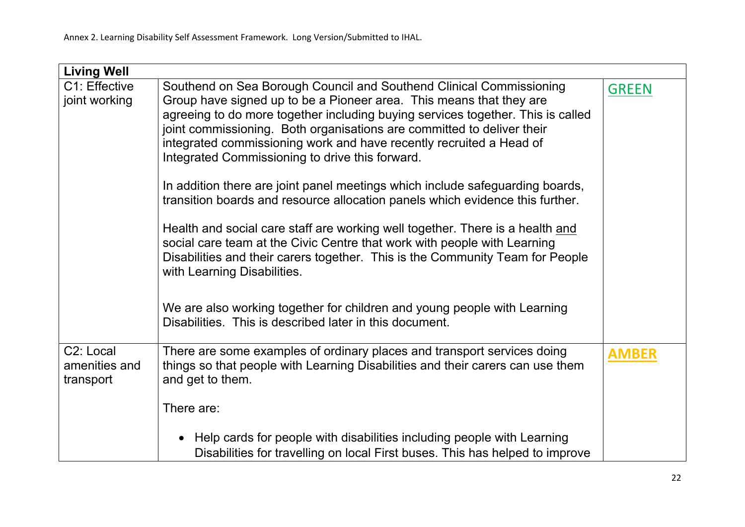| Living Well | | |
|---|---|---|
| C1: Effective joint working | Southend on Sea Borough Council and Southend Clinical Commissioning Group have signed up to be a Pioneer area. This means that they are agreeing to do more together including buying services together. This is called joint commissioning. Both organisations are committed to deliver their integrated commissioning work and have recently recruited a Head of Integrated Commissioning to drive this forward.<br><br>In addition there are joint panel meetings which include safeguarding boards, transition boards and resource allocation panels which evidence this further.<br><br>Health and social care staff are working well together. There is a health and social care team at the Civic Centre that work with people with Learning Disabilities and their carers together. This is the Community Team for People with Learning Disabilities.<br><br>We are also working together for children and young people with Learning Disabilities. This is described later in this document. | GREEN |
| C2: Local amenities and transport | There are some examples of ordinary places and transport services doing things so that people with Learning Disabilities and their carers can use them and get to them.<br><br>There are:<br><br>• Help cards for people with disabilities including people with Learning Disabilities for travelling on local First buses. This has helped to improve | **AMBER** |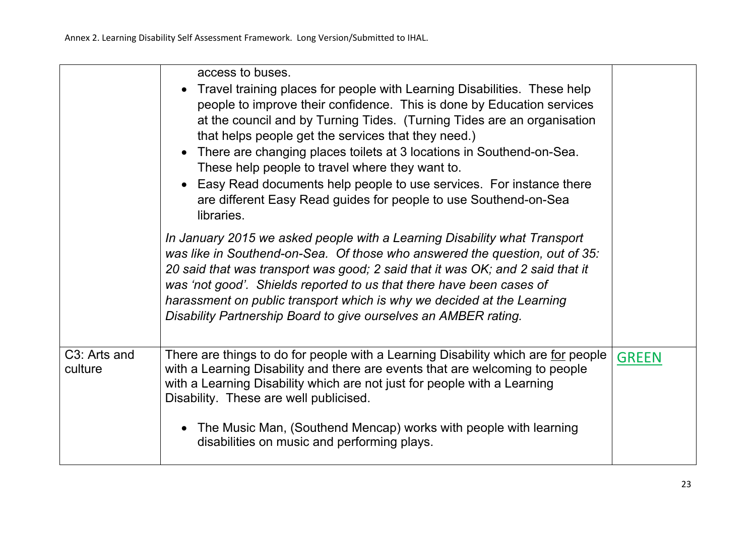| | | |
|---|---|---|
| | access to buses.<br>• Travel training places for people with Learning Disabilities. These help people to improve their confidence. This is done by Education services at the council and by Turning Tides. (Turning Tides are an organisation that helps people get the services that they need.)<br>• There are changing places toilets at 3 locations in Southend-on-Sea. These help people to travel where they want to.<br>• Easy Read documents help people to use services. For instance there are different Easy Read guides for people to use Southend-on-Sea libraries.<br><br>*In January 2015 we asked people with a Learning Disability what Transport was like in Southend-on-Sea. Of those who answered the question, out of 35: 20 said that was transport was good; 2 said that it was OK; and 2 said that it was 'not good'. Shields reported to us that there have been cases of harassment on public transport which is why we decided at the Learning Disability Partnership Board to give ourselves an AMBER rating.* | |
| C3: Arts and culture | There are things to do for people with a Learning Disability which are for people with a Learning Disability and there are events that are welcoming to people with a Learning Disability which are not just for people with a Learning Disability. These are well publicised.<br><br>• The Music Man, (Southend Mencap) works with people with learning disabilities on music and performing plays. | GREEN |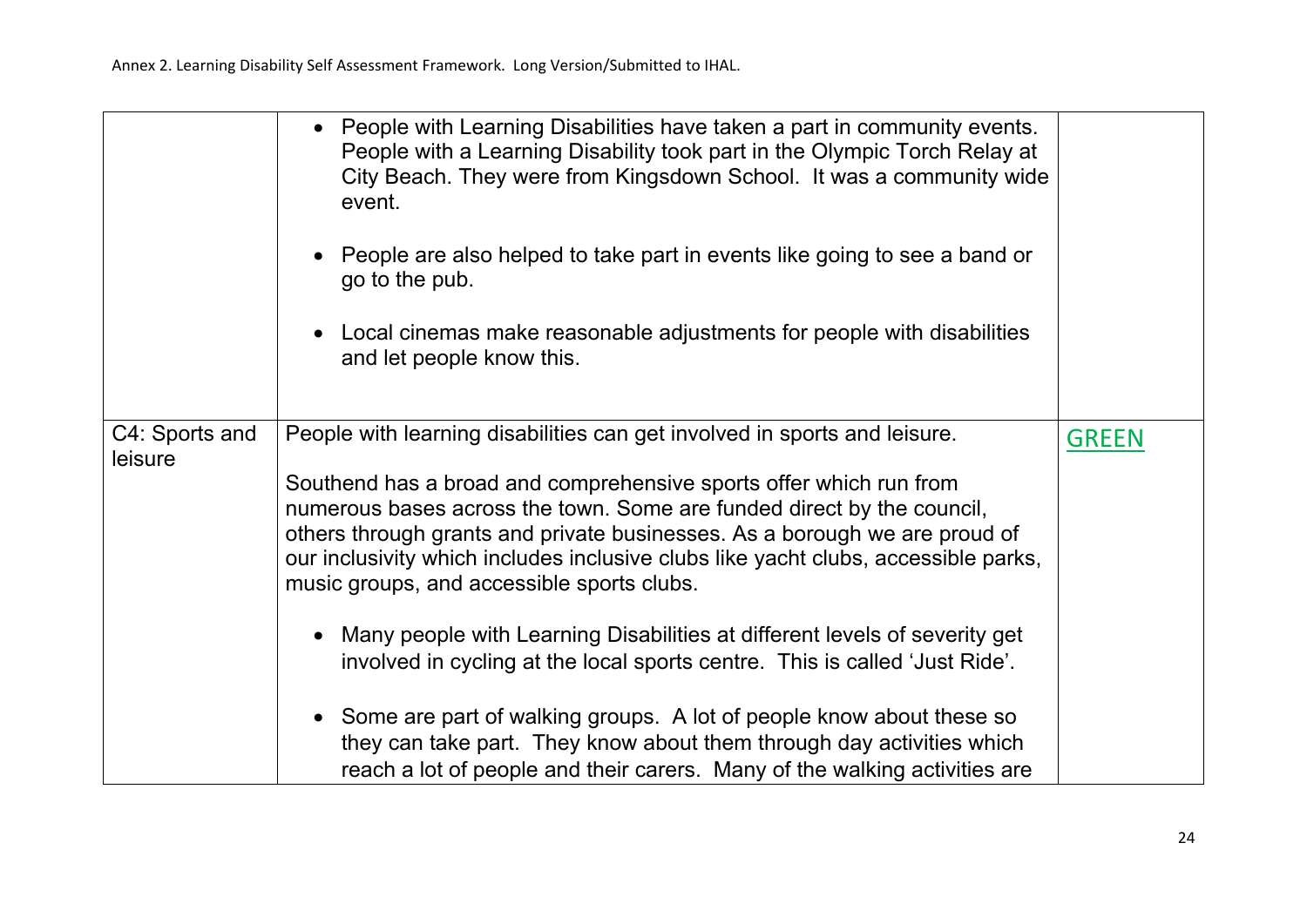| | | |
|---|---|---|
| | • People with Learning Disabilities have taken a part in community events. People with a Learning Disability took part in the Olympic Torch Relay at City Beach. They were from Kingsdown School. It was a community wide event.<br><br>• People are also helped to take part in events like going to see a band or go to the pub.<br><br>• Local cinemas make reasonable adjustments for people with disabilities and let people know this. | |
| C4: Sports and leisure | People with learning disabilities can get involved in sports and leisure.<br><br>Southend has a broad and comprehensive sports offer which run from numerous bases across the town. Some are funded direct by the council, others through grants and private businesses. As a borough we are proud of our inclusivity which includes inclusive clubs like yacht clubs, accessible parks, music groups, and accessible sports clubs.<br><br>• Many people with Learning Disabilities at different levels of severity get involved in cycling at the local sports centre. This is called 'Just Ride'.<br><br>• Some are part of walking groups. A lot of people know about these so they can take part. They know about them through day activities which reach a lot of people and their carers. Many of the walking activities are | GREEN |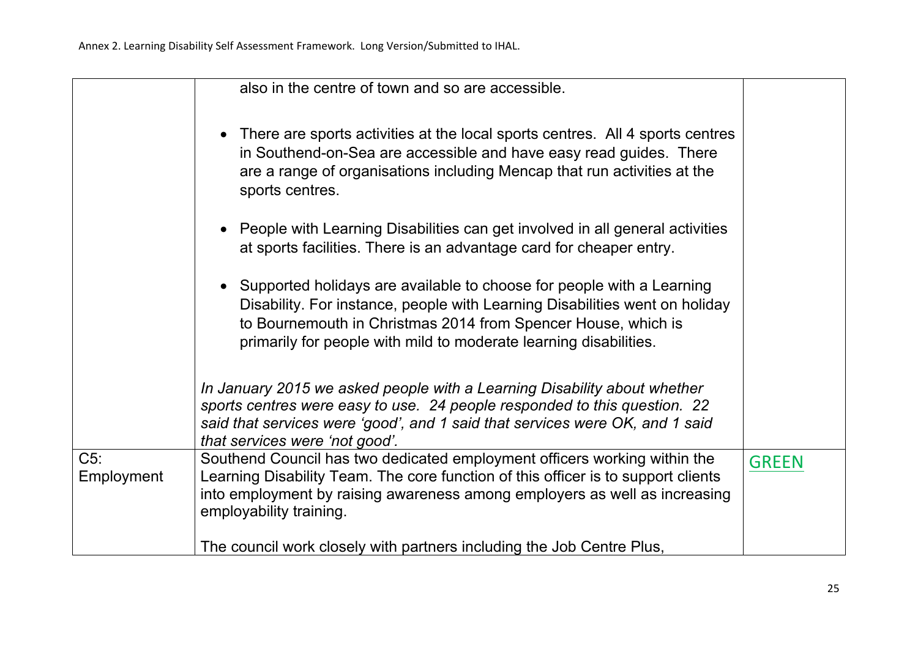| | | |
|---|---|---|
| | also in the centre of town and so are accessible.<br><br>• There are sports activities at the local sports centres. All 4 sports centres in Southend-on-Sea are accessible and have easy read guides. There are a range of organisations including Mencap that run activities at the sports centres.<br><br>• People with Learning Disabilities can get involved in all general activities at sports facilities. There is an advantage card for cheaper entry.<br><br>• Supported holidays are available to choose for people with a Learning Disability. For instance, people with Learning Disabilities went on holiday to Bournemouth in Christmas 2014 from Spencer House, which is primarily for people with mild to moderate learning disabilities.<br><br>*In January 2015 we asked people with a Learning Disability about whether sports centres were easy to use. 24 people responded to this question. 22 said that services were 'good', and 1 said that services were OK, and 1 said that services were 'not good'.* | |
| C5: Employment | Southend Council has two dedicated employment officers working within the Learning Disability Team. The core function of this officer is to support clients into employment by raising awareness among employers as well as increasing employability training.<br><br>The council work closely with partners including the Job Centre Plus, | GREEN |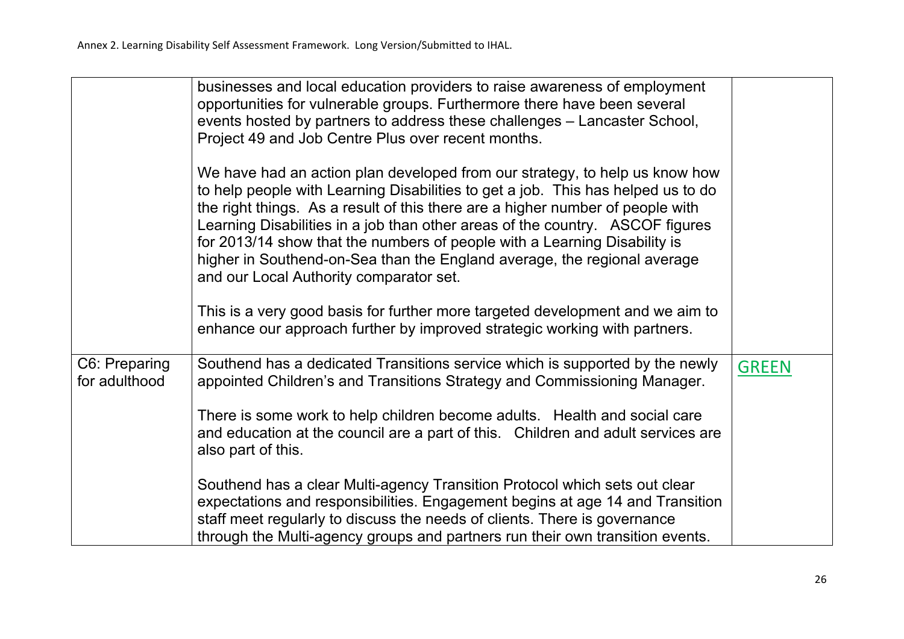| | | |
|---|---|---|
| | businesses and local education providers to raise awareness of employment opportunities for vulnerable groups. Furthermore there have been several events hosted by partners to address these challenges – Lancaster School, Project 49 and Job Centre Plus over recent months.<br><br>We have had an action plan developed from our strategy, to help us know how to help people with Learning Disabilities to get a job. This has helped us to do the right things. As a result of this there are a higher number of people with Learning Disabilities in a job than other areas of the country. ASCOF figures for 2013/14 show that the numbers of people with a Learning Disability is higher in Southend-on-Sea than the England average, the regional average and our Local Authority comparator set.<br><br>This is a very good basis for further more targeted development and we aim to enhance our approach further by improved strategic working with partners. | |
| C6: Preparing for adulthood | Southend has a dedicated Transitions service which is supported by the newly appointed Children's and Transitions Strategy and Commissioning Manager.<br><br>There is some work to help children become adults. Health and social care and education at the council are a part of this. Children and adult services are also part of this.<br><br>Southend has a clear Multi-agency Transition Protocol which sets out clear expectations and responsibilities. Engagement begins at age 14 and Transition staff meet regularly to discuss the needs of clients. There is governance through the Multi-agency groups and partners run their own transition events. | GREEN |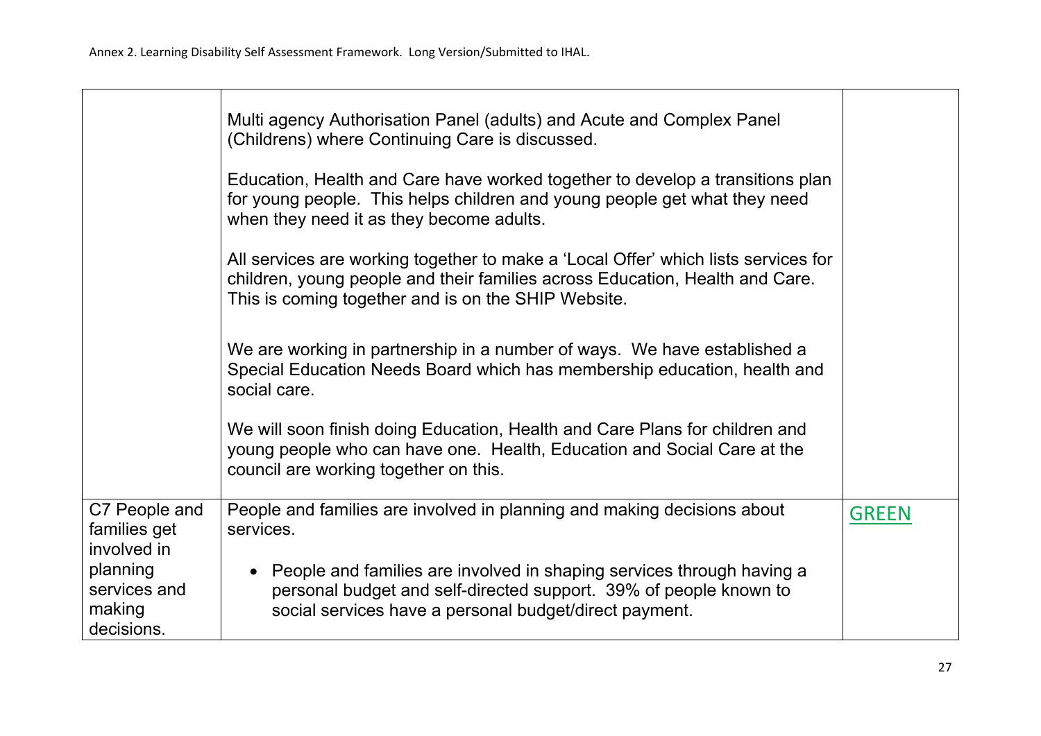| | | |
|---|---|---|
| | Multi agency Authorisation Panel (adults) and Acute and Complex Panel (Childrens) where Continuing Care is discussed.<br><br>Education, Health and Care have worked together to develop a transitions plan for young people. This helps children and young people get what they need when they need it as they become adults.<br><br>All services are working together to make a 'Local Offer' which lists services for children, young people and their families across Education, Health and Care. This is coming together and is on the SHIP Website.<br><br>We are working in partnership in a number of ways. We have established a Special Education Needs Board which has membership education, health and social care.<br><br>We will soon finish doing Education, Health and Care Plans for children and young people who can have one. Health, Education and Social Care at the council are working together on this. | |
| C7 People and families get involved in planning services and making decisions. | People and families are involved in planning and making decisions about services.<br><br>• People and families are involved in shaping services through having a personal budget and self-directed support. 39% of people known to social services have a personal budget/direct payment. | GREEN |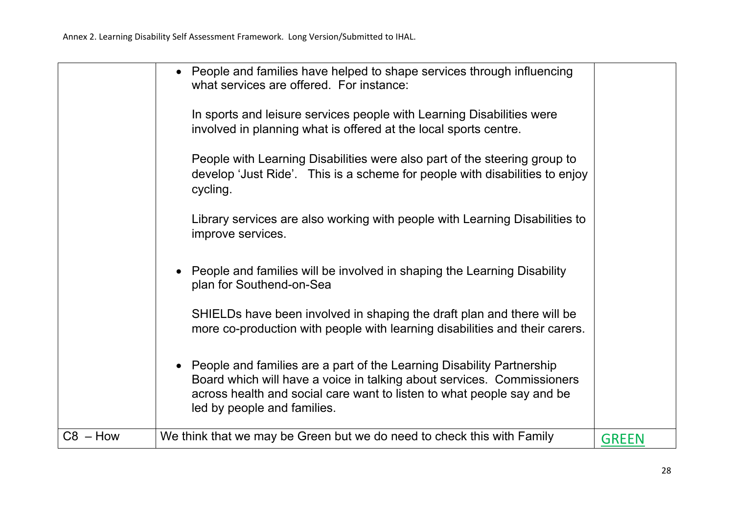| | | |
|---|---|---|
| | • People and families have helped to shape services through influencing what services are offered. For instance:<br><br>In sports and leisure services people with Learning Disabilities were involved in planning what is offered at the local sports centre.<br><br>People with Learning Disabilities were also part of the steering group to develop 'Just Ride'. This is a scheme for people with disabilities to enjoy cycling.<br><br>Library services are also working with people with Learning Disabilities to improve services.<br><br>• People and families will be involved in shaping the Learning Disability plan for Southend-on-Sea<br><br>SHIELDs have been involved in shaping the draft plan and there will be more co-production with people with learning disabilities and their carers.<br><br>• People and families are a part of the Learning Disability Partnership Board which will have a voice in talking about services. Commissioners across health and social care want to listen to what people say and be led by people and families. | |
| C8 – How | We think that we may be Green but we do need to check this with Family | GREEN |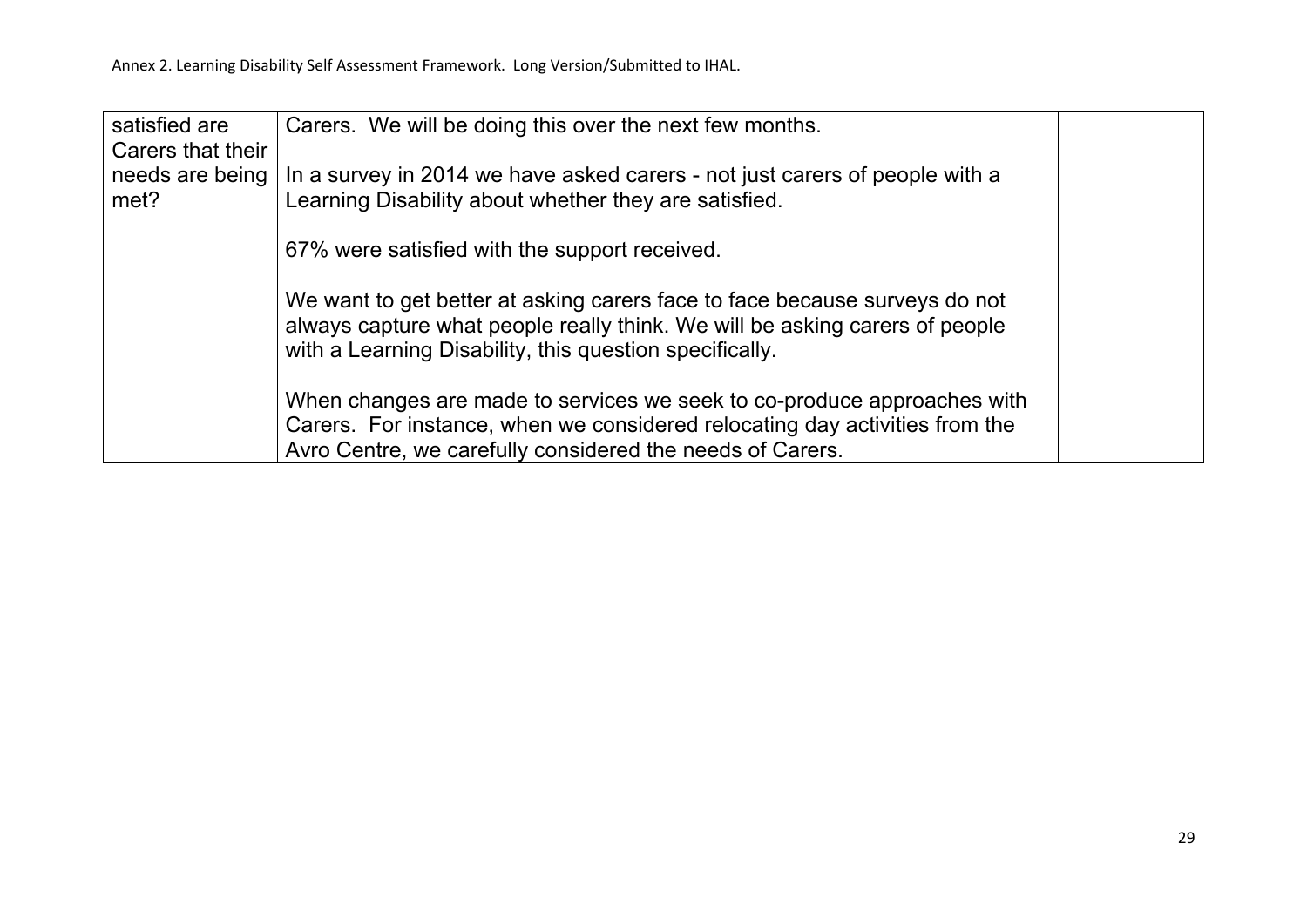| | | |
|---|---|---|
| satisfied are Carers that their needs are being met? | Carers. We will be doing this over the next few months.<br><br>In a survey in 2014 we have asked carers - not just carers of people with a Learning Disability about whether they are satisfied.<br><br>67% were satisfied with the support received.<br><br>We want to get better at asking carers face to face because surveys do not always capture what people really think. We will be asking carers of people with a Learning Disability, this question specifically.<br><br>When changes are made to services we seek to co-produce approaches with Carers. For instance, when we considered relocating day activities from the Avro Centre, we carefully considered the needs of Carers. | |